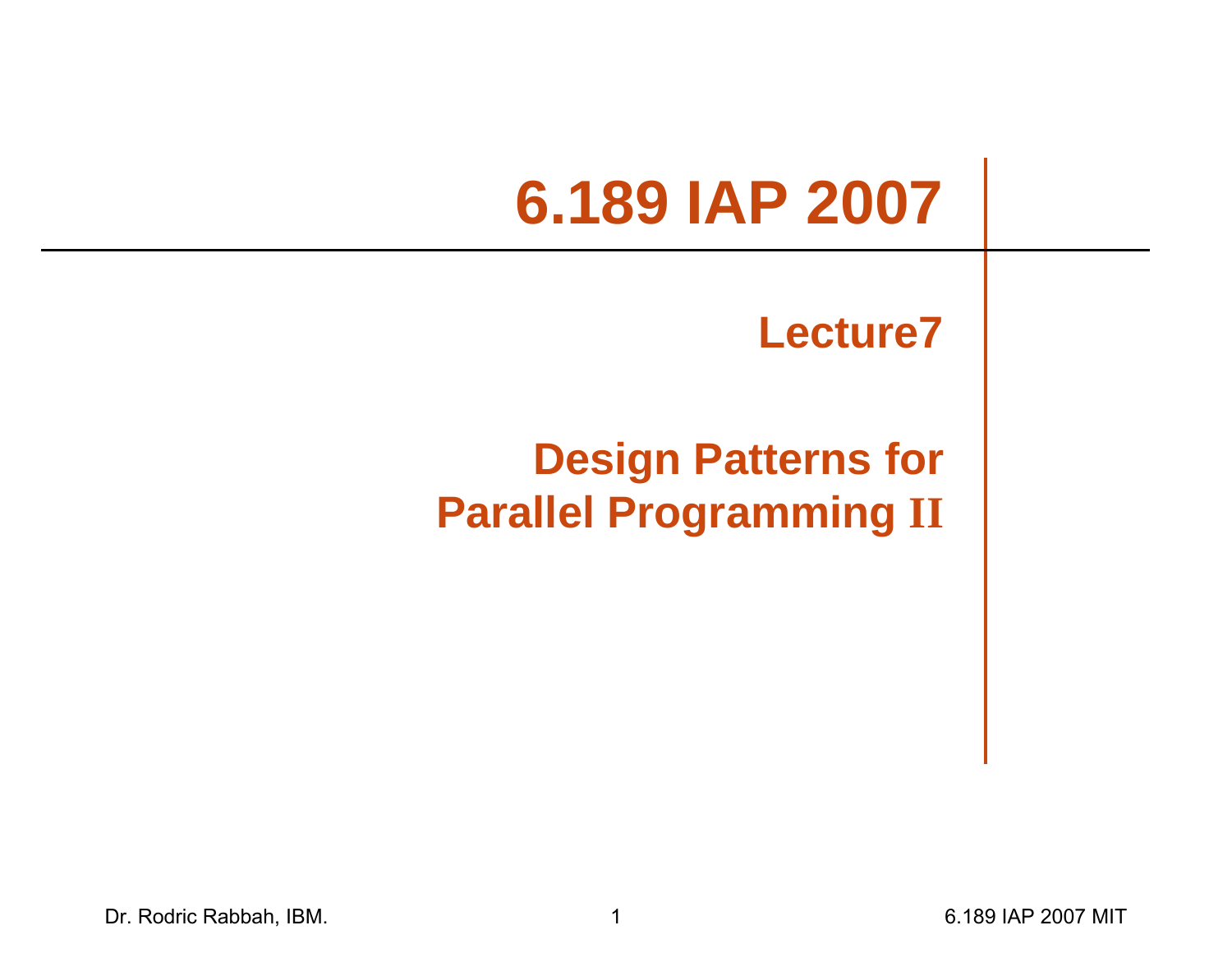# 6.189 IAP 2007

## Lecture7

## Design Patterns for Parallel Programming II

Dr. Rodric Rabbah, IBM.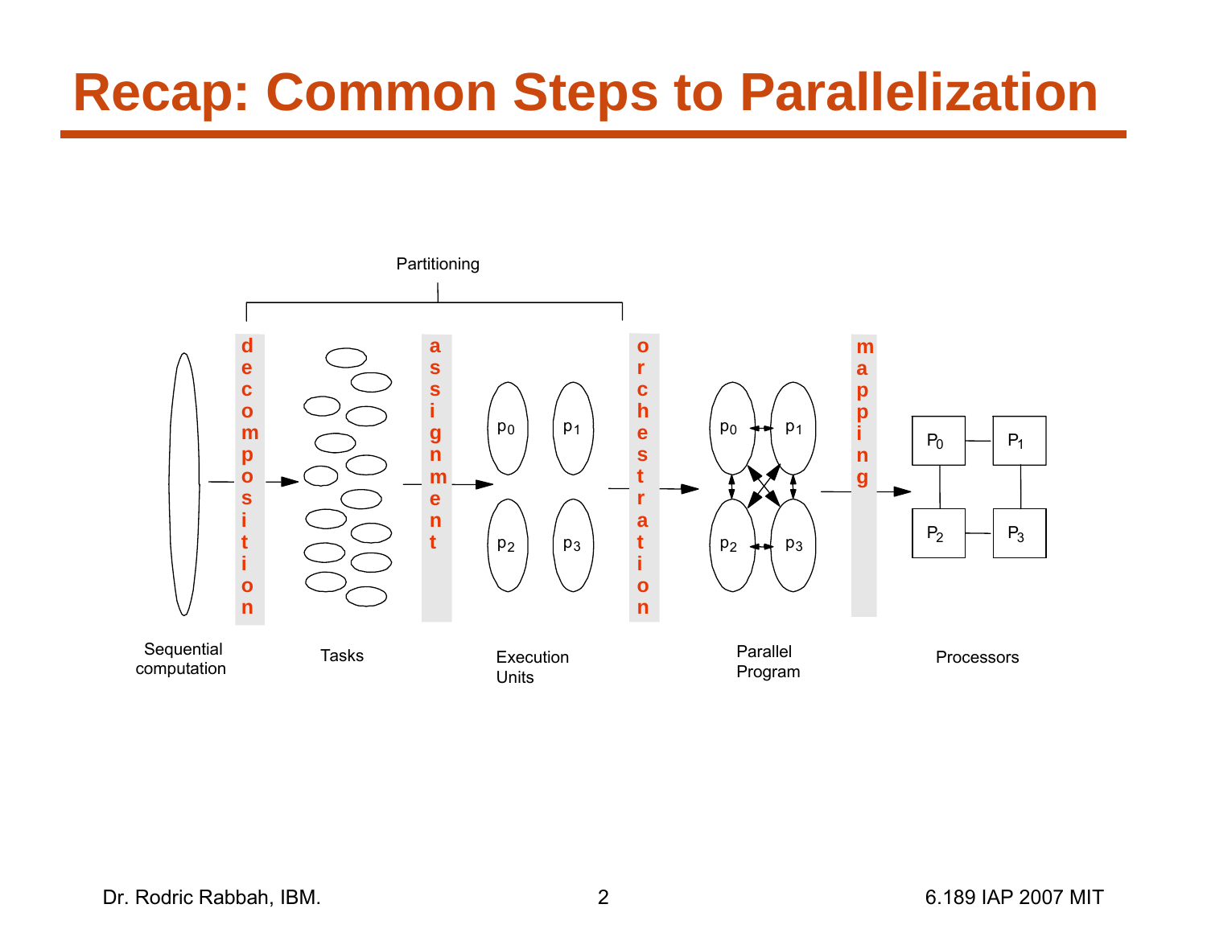# Recap: Common Steps to Parallelization

Partitioning

decomposition → assignment → orchestration → mapping

Sequential computation → Tasks → Execution Units ($p_0$, $p_1$, $p_2$, $p_3$) → Parallel Program ($p_0$, $p_1$, $p_2$, $p_3$) → Processors ($P_0$, $P_1$, $P_2$, $P_3$)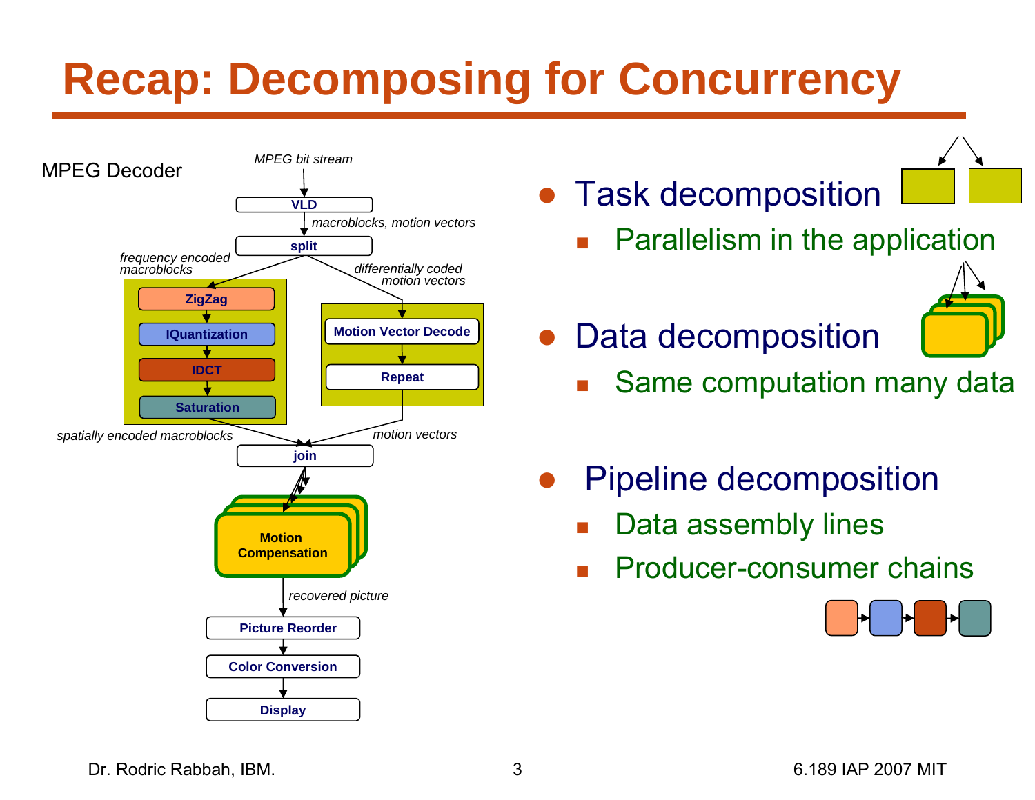# Recap: Decomposing for Concurrency

MPEG Decoder

MPEG bit stream

VLD

macroblocks, motion vectors

split

frequency encoded macroblocks

differentially coded motion vectors

ZigZag

IQuantization

IDCT

Saturation

Motion Vector Decode

Repeat

spatially encoded macroblocks

motion vectors

join

Motion Compensation

recovered picture

Picture Reorder

Color Conversion

Display

- Task decomposition
  - Parallelism in the application
- Data decomposition
  - Same computation many data
- Pipeline decomposition
  - Data assembly lines
  - Producer-consumer chains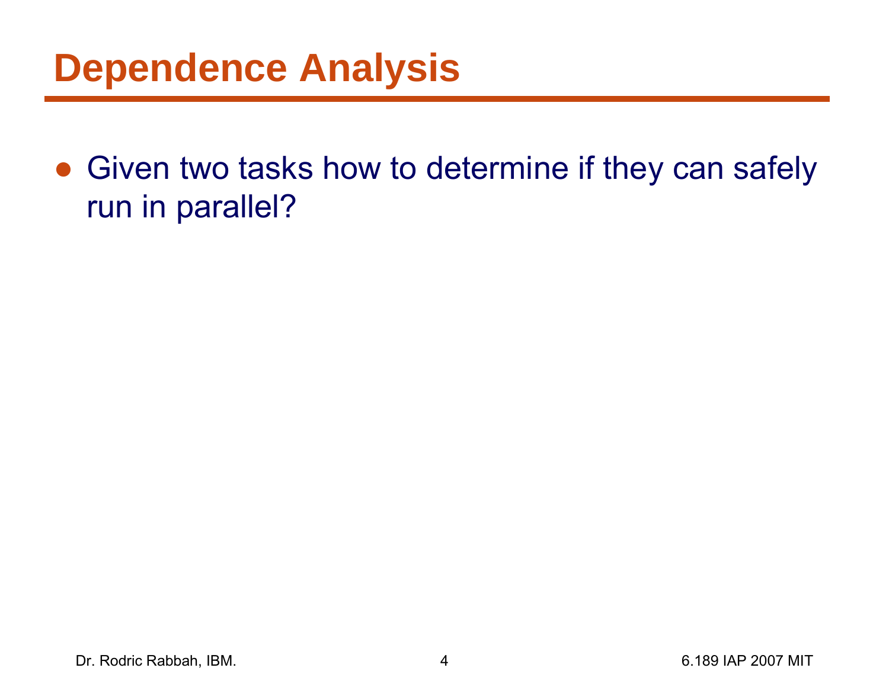# Dependence Analysis

- Given two tasks how to determine if they can safely run in parallel?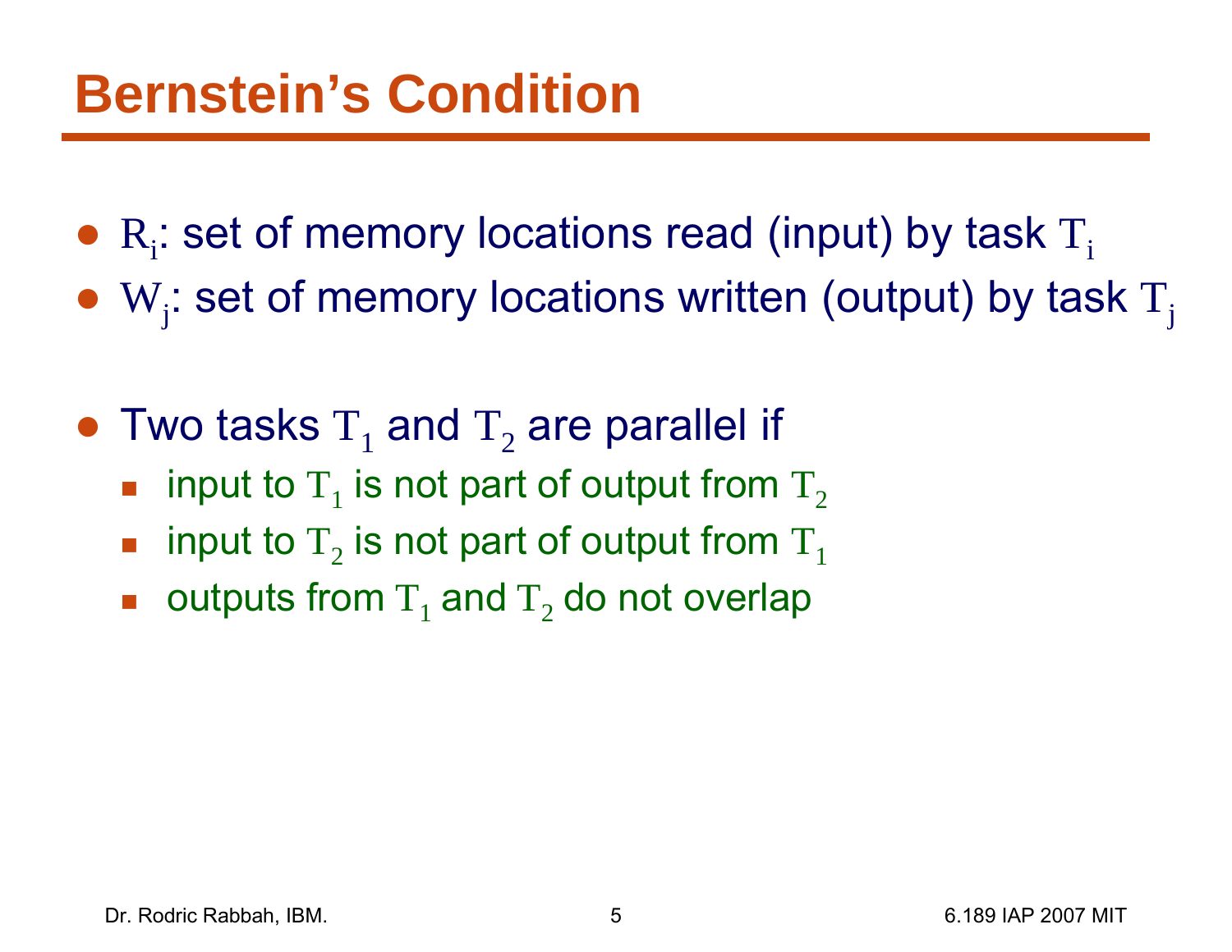# Bernstein's Condition

- $R_i$: set of memory locations read (input) by task $T_i$
- $W_j$: set of memory locations written (output) by task $T_j$

- Two tasks $T_1$ and $T_2$ are parallel if
  - input to $T_1$ is not part of output from $T_2$
  - input to $T_2$ is not part of output from $T_1$
  - outputs from $T_1$ and $T_2$ do not overlap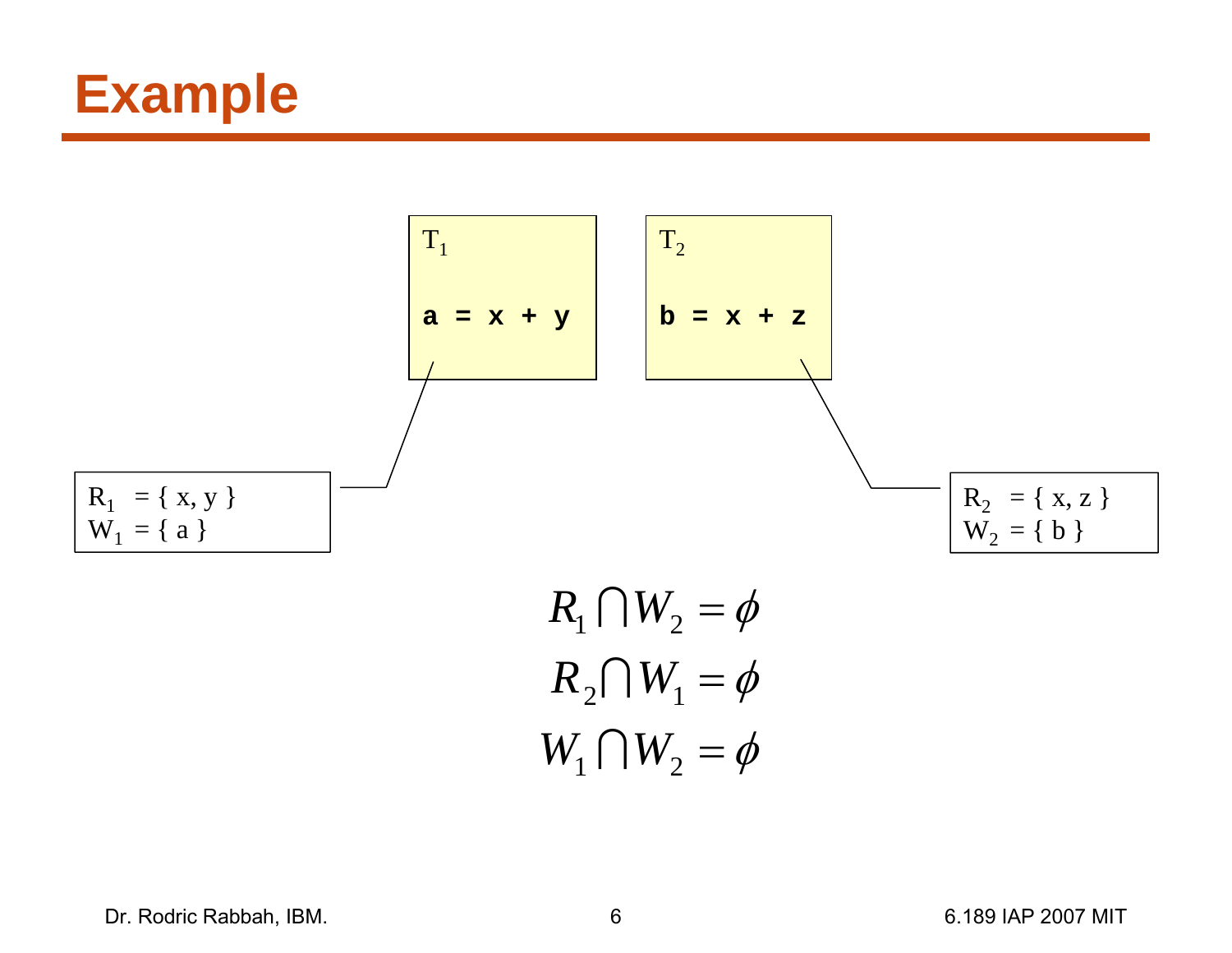# Example

$T_1$

```
a = x + y
```

$T_2$

```
b = x + z
```

$R_1 = \{ x, y \}$
$W_1 = \{ a \}$

$R_2 = \{ x, z \}$
$W_2 = \{ b \}$

$$R_1 \cap W_2 = \phi$$

$$R_2 \cap W_1 = \phi$$

$$W_1 \cap W_2 = \phi$$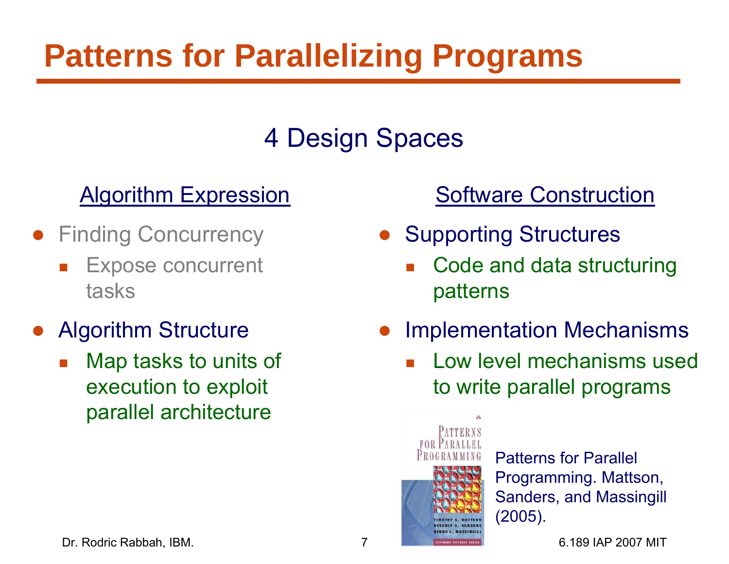# Patterns for Parallelizing Programs

## 4 Design Spaces

### Algorithm Expression

- Finding Concurrency
  - Expose concurrent tasks
- Algorithm Structure
  - Map tasks to units of execution to exploit parallel architecture

### Software Construction

- Supporting Structures
  - Code and data structuring patterns
- Implementation Mechanisms
  - Low level mechanisms used to write parallel programs

Patterns for Parallel Programming. Mattson, Sanders, and Massingill (2005).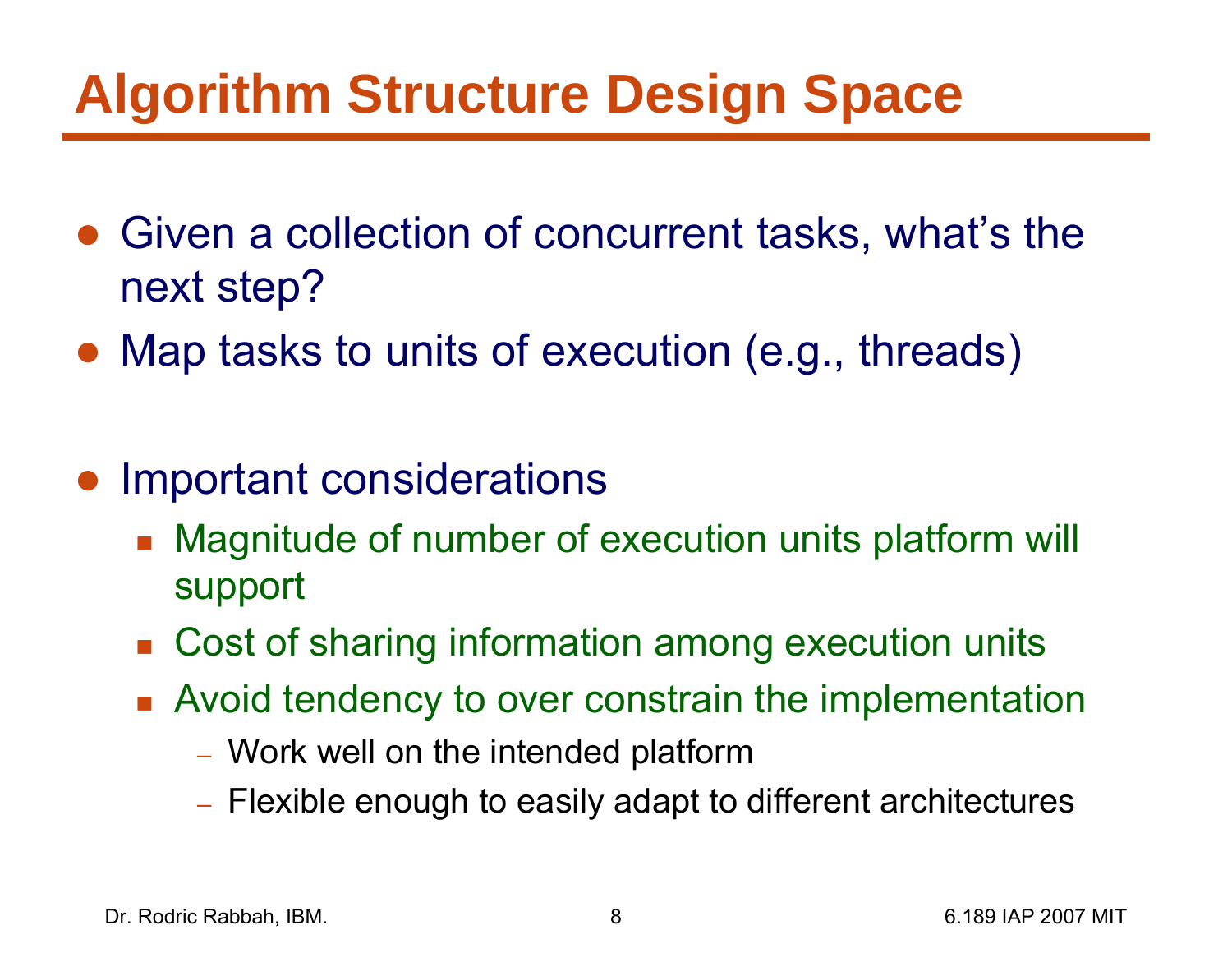# Algorithm Structure Design Space

- Given a collection of concurrent tasks, what's the next step?
- Map tasks to units of execution (e.g., threads)

- Important considerations
  - Magnitude of number of execution units platform will support
  - Cost of sharing information among execution units
  - Avoid tendency to over constrain the implementation
    - Work well on the intended platform
    - Flexible enough to easily adapt to different architectures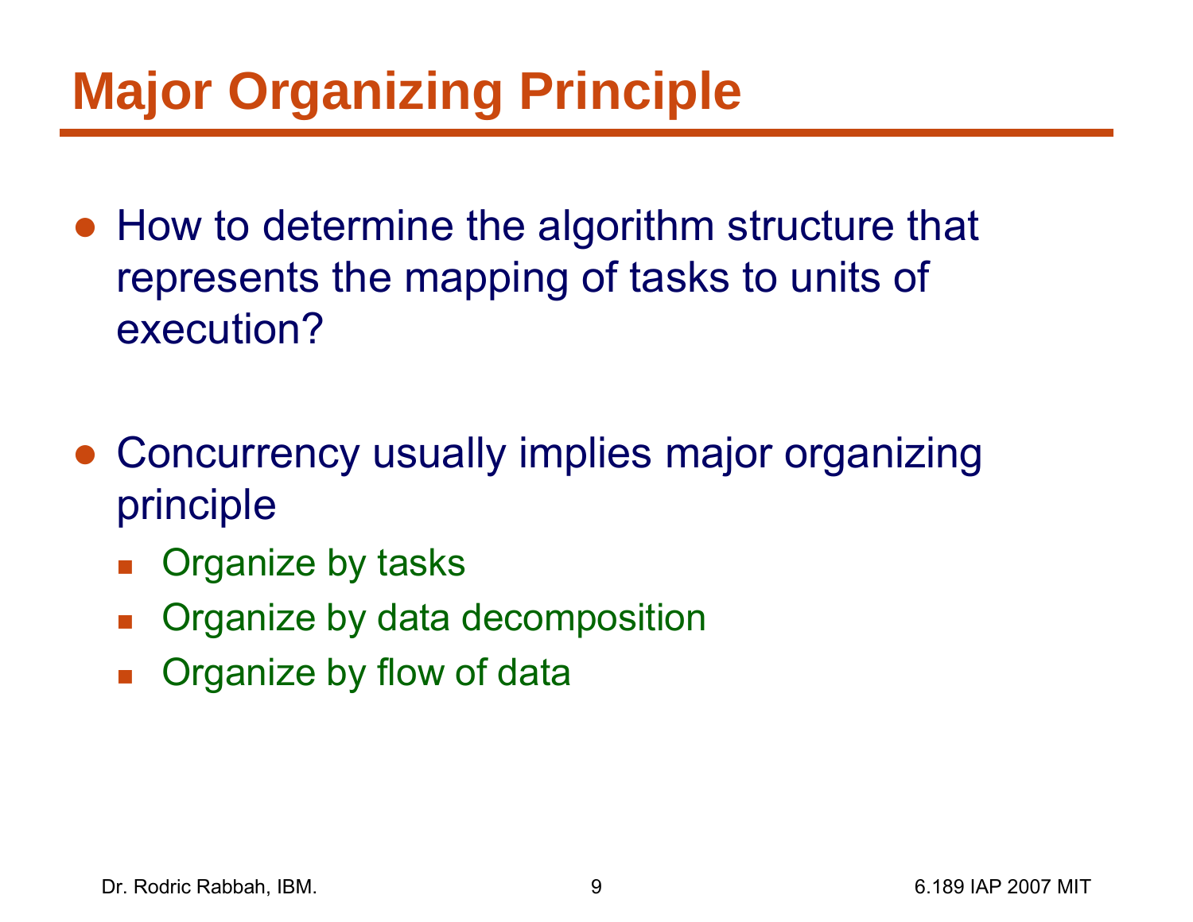# Major Organizing Principle

- How to determine the algorithm structure that represents the mapping of tasks to units of execution?

- Concurrency usually implies major organizing principle
  - Organize by tasks
  - Organize by data decomposition
  - Organize by flow of data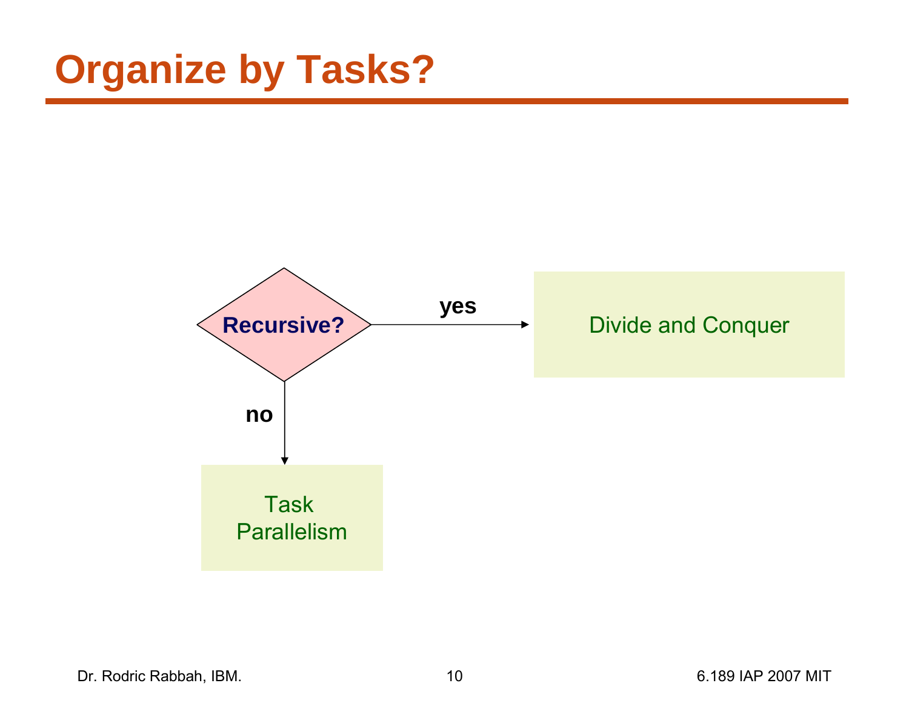# Organize by Tasks?

Recursive?

yes → Divide and Conquer

no → Task Parallelism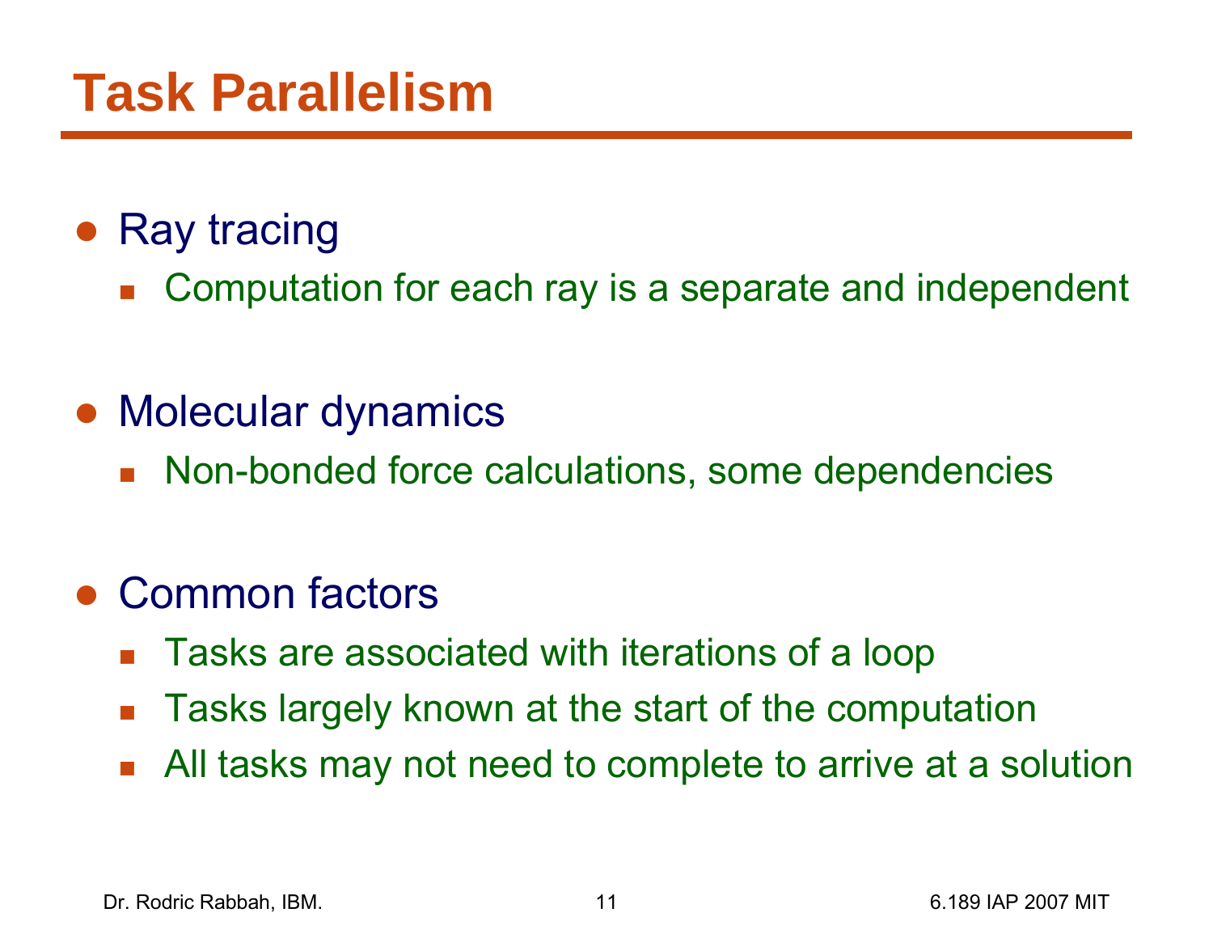# Task Parallelism

- Ray tracing
  - Computation for each ray is a separate and independent
- Molecular dynamics
  - Non-bonded force calculations, some dependencies
- Common factors
  - Tasks are associated with iterations of a loop
  - Tasks largely known at the start of the computation
  - All tasks may not need to complete to arrive at a solution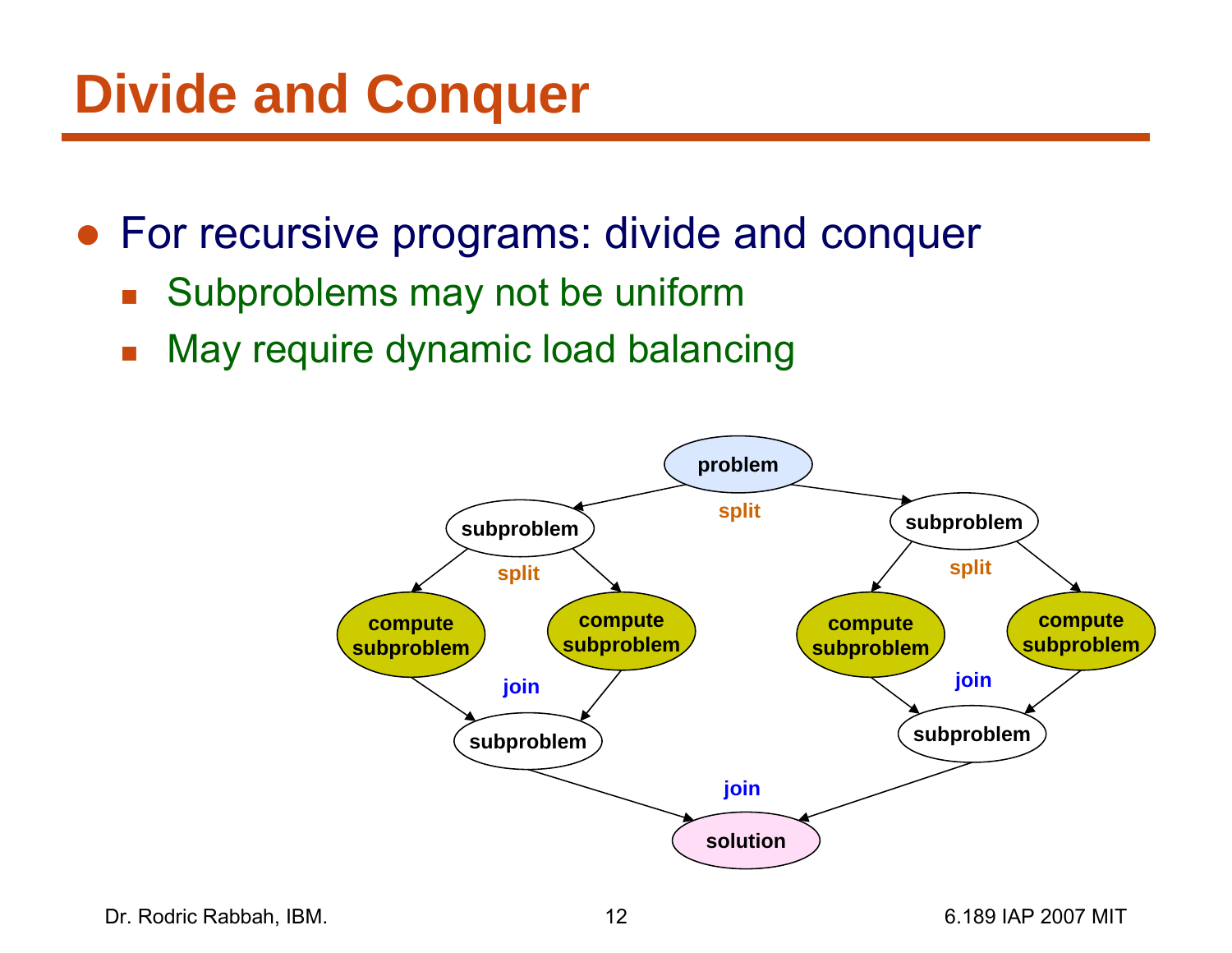# Divide and Conquer

- For recursive programs: divide and conquer
  - Subproblems may not be uniform
  - May require dynamic load balancing

problem

split

subproblem

subproblem

split

split

compute subproblem

compute subproblem

compute subproblem

compute subproblem

join

join

subproblem

subproblem

join

solution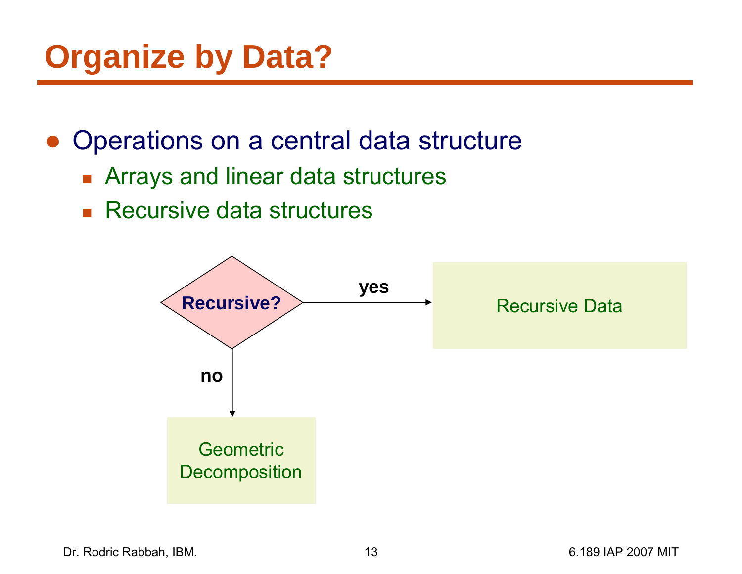# Organize by Data?

- Operations on a central data structure
  - Arrays and linear data structures
  - Recursive data structures

**Recursive?**

**yes** → Recursive Data

**no** → Geometric Decomposition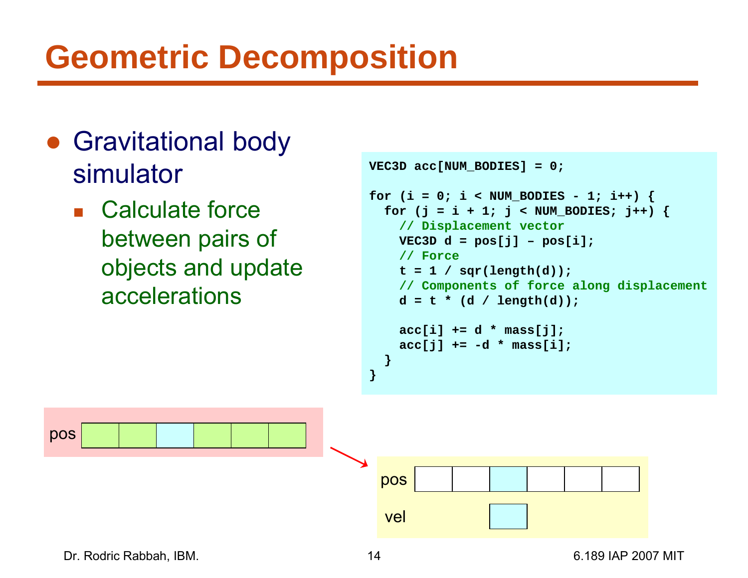# Geometric Decomposition

- Gravitational body simulator
  - Calculate force between pairs of objects and update accelerations

```
VEC3D acc[NUM_BODIES] = 0;

for (i = 0; i < NUM_BODIES - 1; i++) {
  for (j = i + 1; j < NUM_BODIES; j++) {
    // Displacement vector
    VEC3D d = pos[j] – pos[i];
    // Force
    t = 1 / sqr(length(d));
    // Components of force along displacement
    d = t * (d / length(d));

    acc[i] += d * mass[j];
    acc[j] += -d * mass[i];
  }
}
```

pos

pos

vel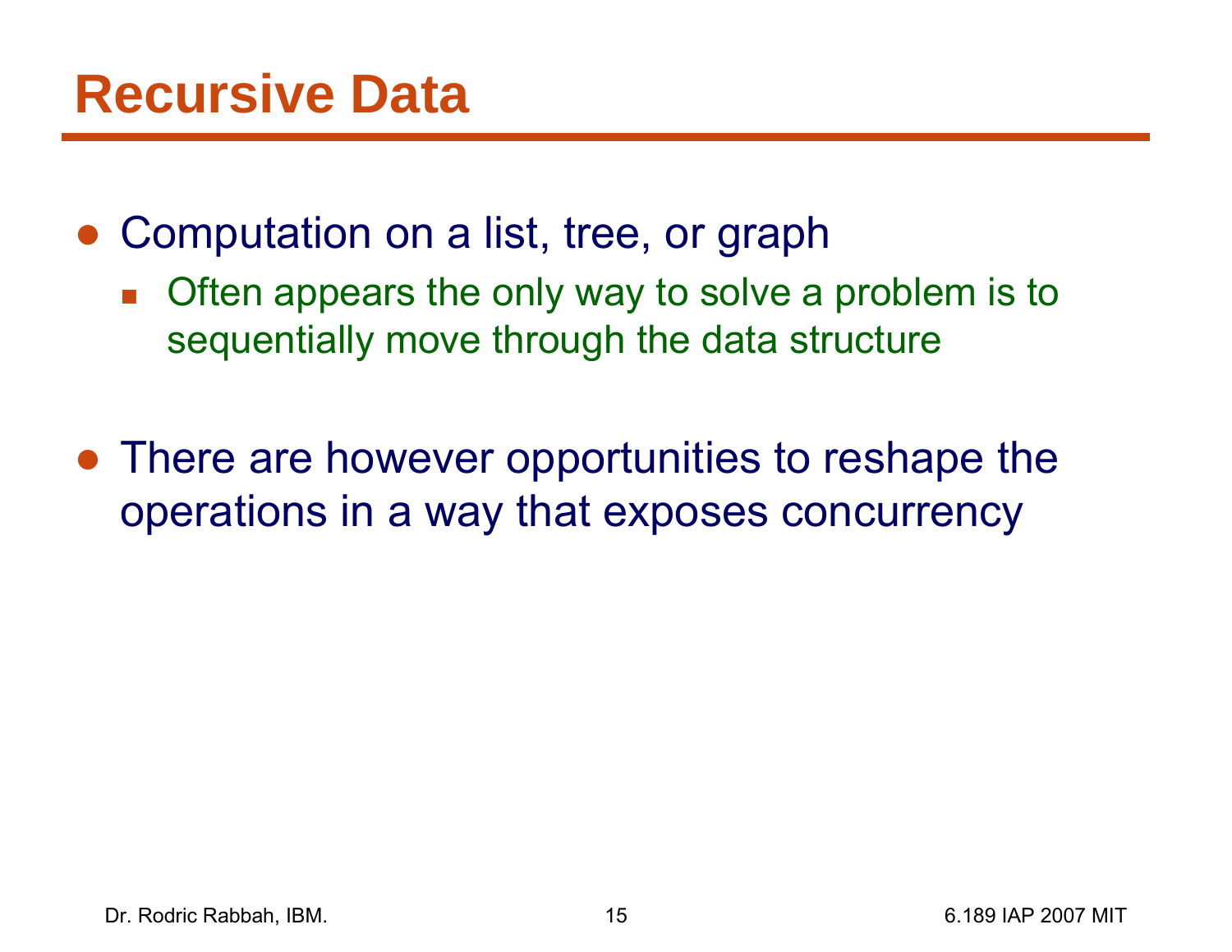# Recursive Data

- Computation on a list, tree, or graph
  - Often appears the only way to solve a problem is to sequentially move through the data structure
- There are however opportunities to reshape the operations in a way that exposes concurrency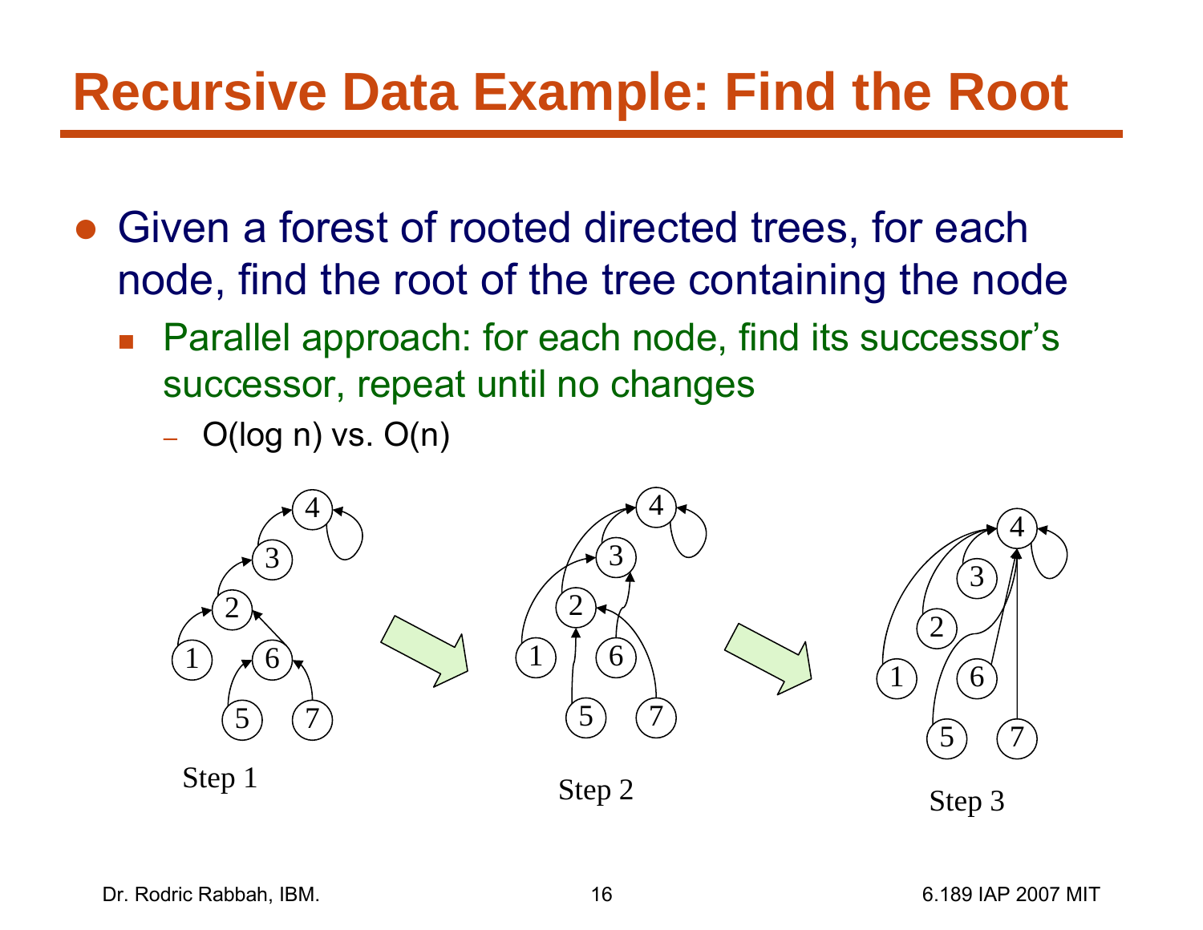# Recursive Data Example: Find the Root

- Given a forest of rooted directed trees, for each node, find the root of the tree containing the node
  - Parallel approach: for each node, find its successor's successor, repeat until no changes
    - O(log n) vs. O(n)

Step 1

Step 2

Step 3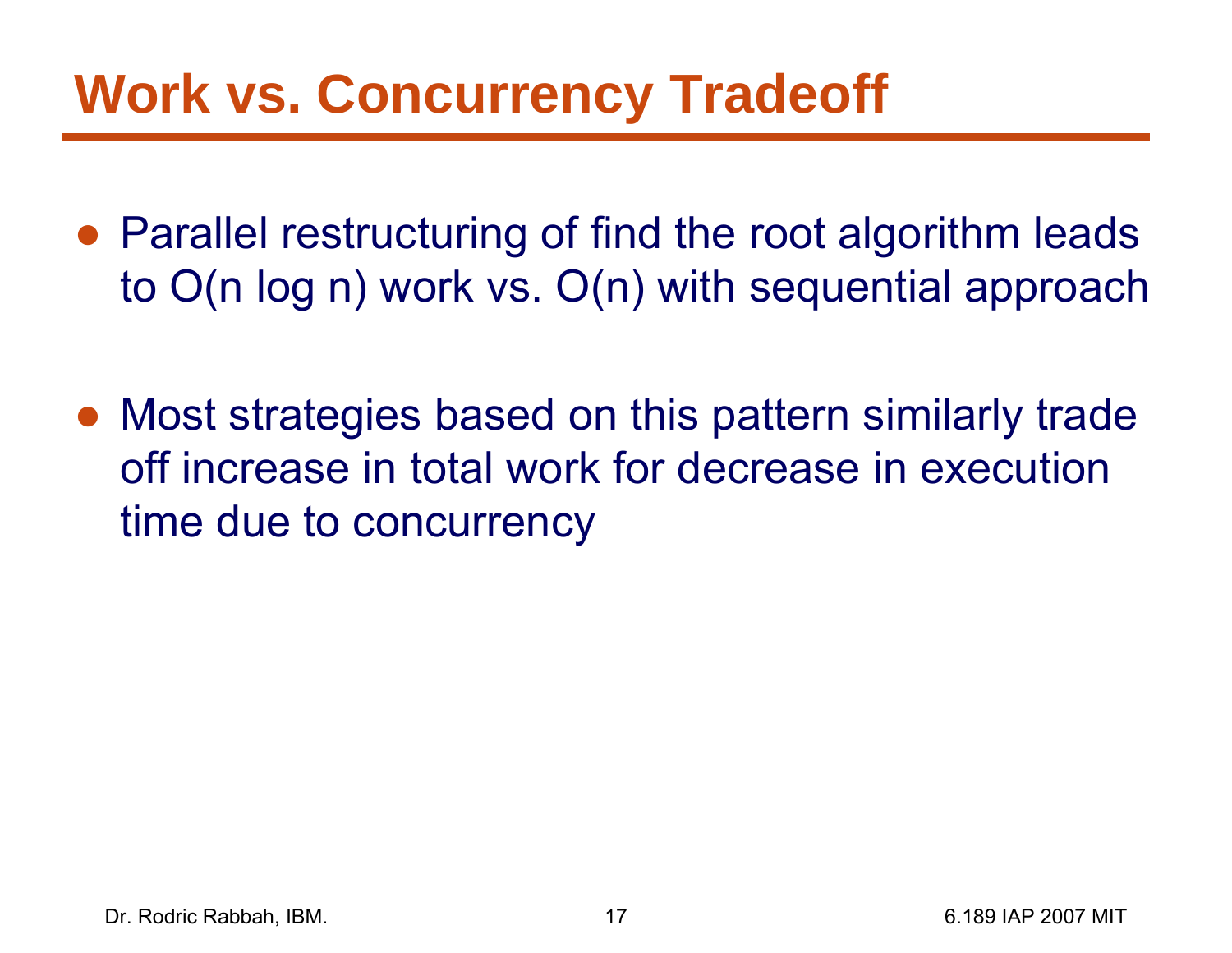# Work vs. Concurrency Tradeoff

- Parallel restructuring of find the root algorithm leads to $O(n \log n)$ work vs. $O(n)$ with sequential approach

- Most strategies based on this pattern similarly trade off increase in total work for decrease in execution time due to concurrency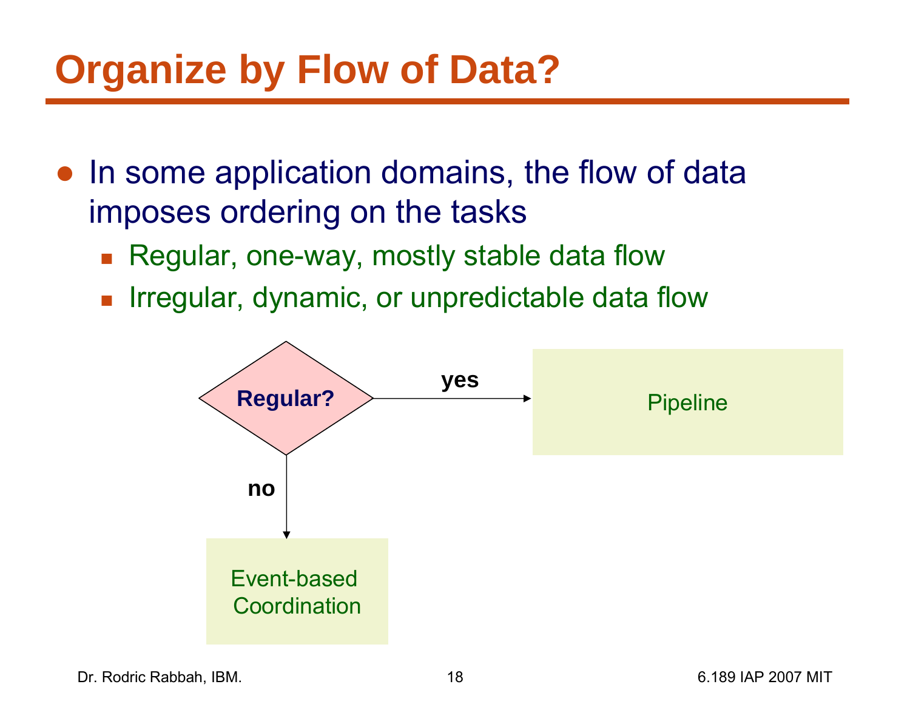# Organize by Flow of Data?

- In some application domains, the flow of data imposes ordering on the tasks
  - Regular, one-way, mostly stable data flow
  - Irregular, dynamic, or unpredictable data flow

Regular?

yes → Pipeline

no → Event-based Coordination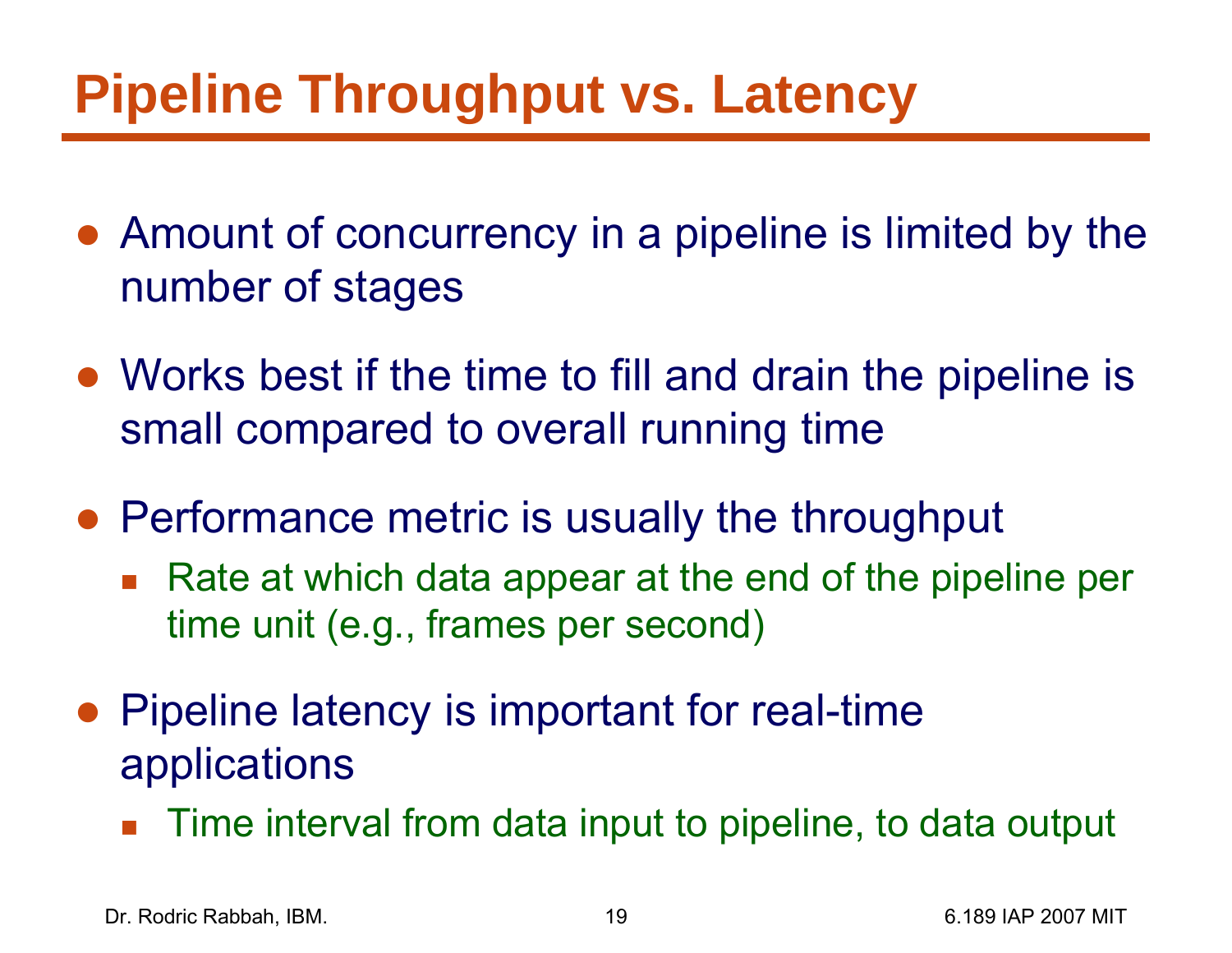# Pipeline Throughput vs. Latency

- Amount of concurrency in a pipeline is limited by the number of stages
- Works best if the time to fill and drain the pipeline is small compared to overall running time
- Performance metric is usually the throughput
  - Rate at which data appear at the end of the pipeline per time unit (e.g., frames per second)
- Pipeline latency is important for real-time applications
  - Time interval from data input to pipeline, to data output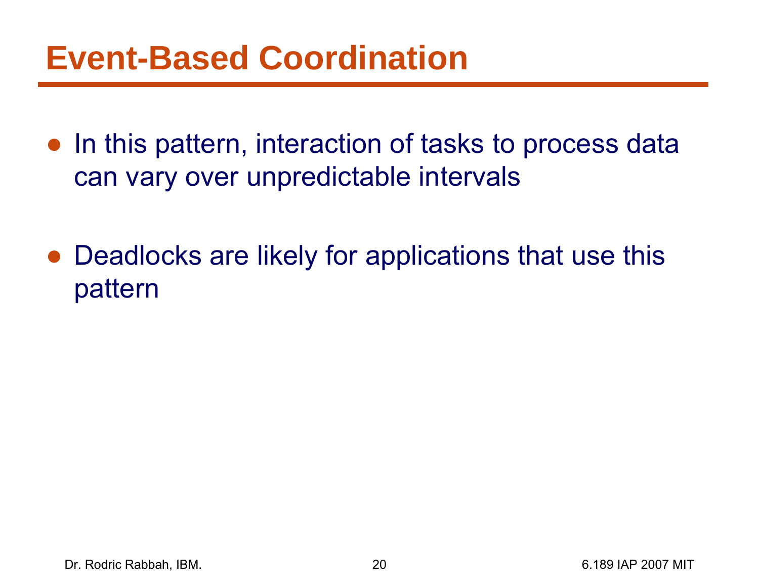# Event-Based Coordination

- In this pattern, interaction of tasks to process data can vary over unpredictable intervals
- Deadlocks are likely for applications that use this pattern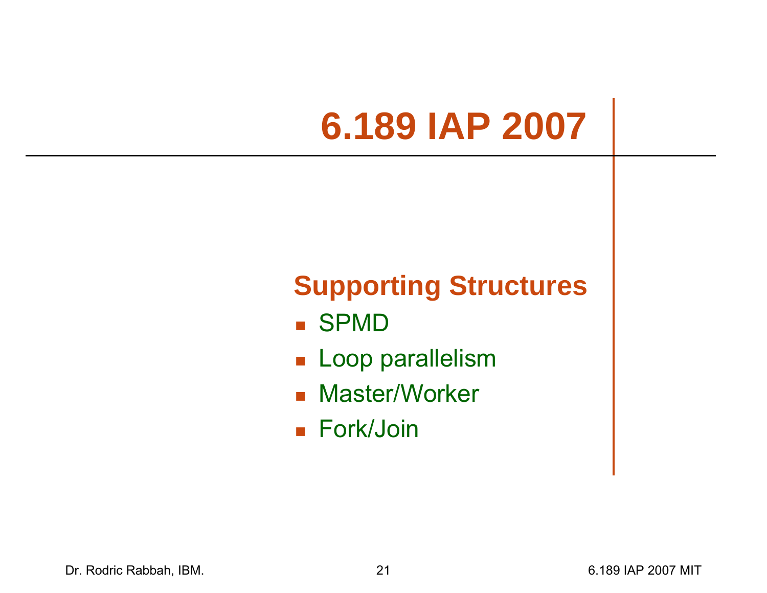# 6.189 IAP 2007

## Supporting Structures

- SPMD
- Loop parallelism
- Master/Worker
- Fork/Join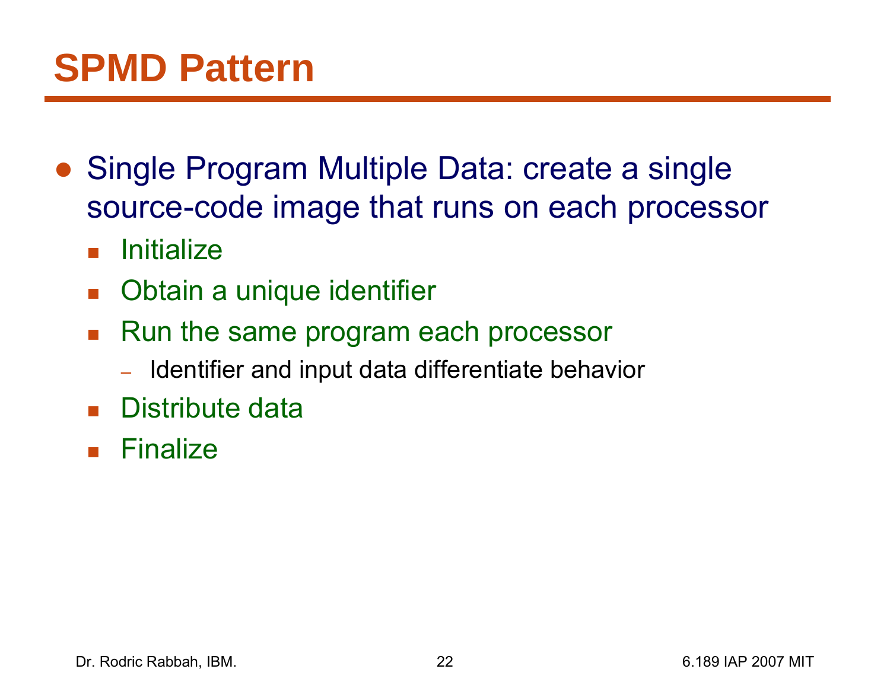# SPMD Pattern

- Single Program Multiple Data: create a single source-code image that runs on each processor
  - Initialize
  - Obtain a unique identifier
  - Run the same program each processor
    - Identifier and input data differentiate behavior
  - Distribute data
  - Finalize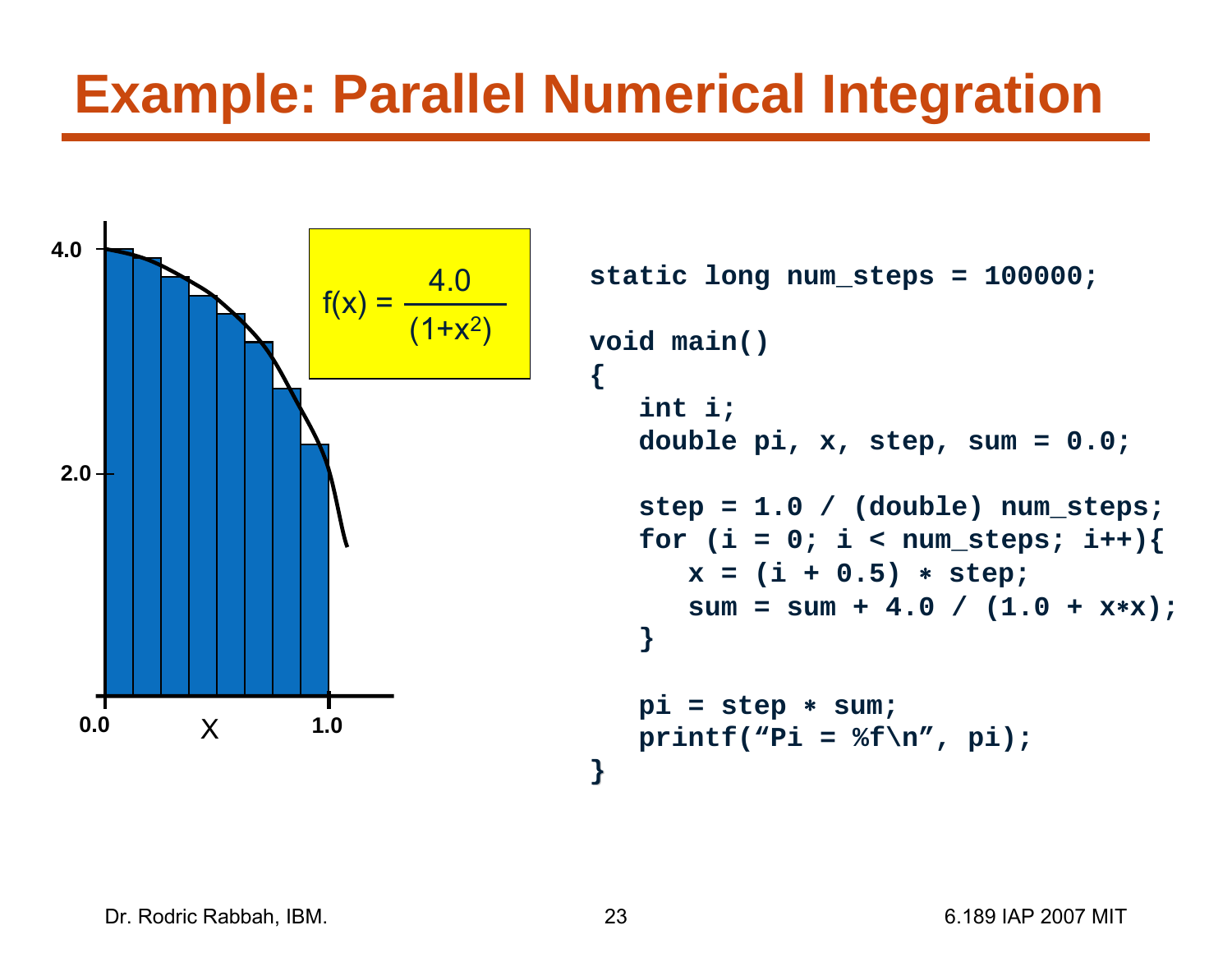# Example: Parallel Numerical Integration

$$f(x) = \frac{4.0}{(1+x^2)}$$

```c
static long num_steps = 100000;

void main()
{
   int i;
   double pi, x, step, sum = 0.0;

   step = 1.0 / (double) num_steps;
   for (i = 0; i < num_steps; i++){
      x = (i + 0.5) * step;
      sum = sum + 4.0 / (1.0 + x*x);
   }

   pi = step * sum;
   printf("Pi = %f\n", pi);
}
```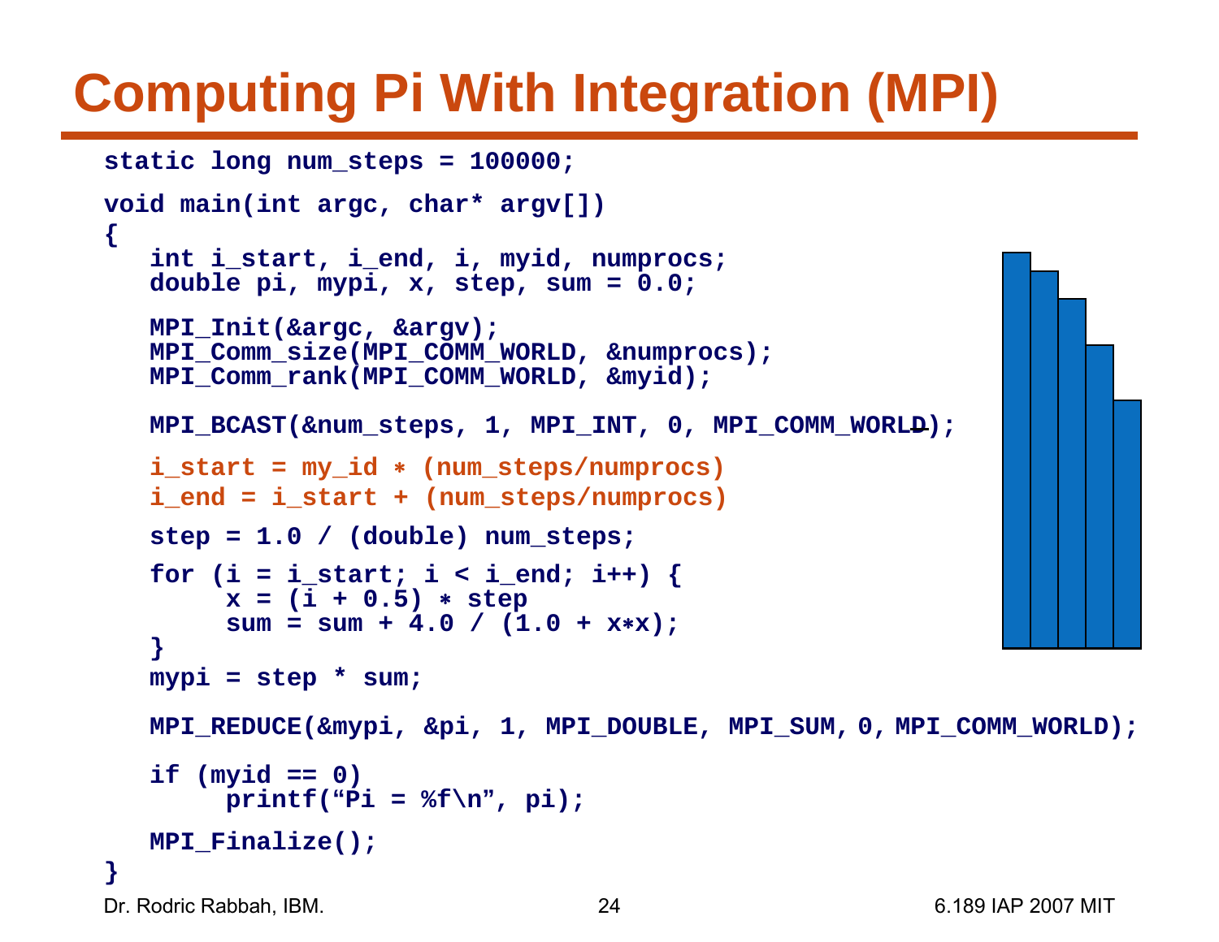# Computing Pi With Integration (MPI)

```
static long num_steps = 100000;

void main(int argc, char* argv[])
{
   int i_start, i_end, i, myid, numprocs;
   double pi, mypi, x, step, sum = 0.0;

   MPI_Init(&argc, &argv);
   MPI_Comm_size(MPI_COMM_WORLD, &numprocs);
   MPI_Comm_rank(MPI_COMM_WORLD, &myid);

   MPI_BCAST(&num_steps, 1, MPI_INT, 0, MPI_COMM_WORLD);

   i_start = my_id * (num_steps/numprocs)
   i_end = i_start + (num_steps/numprocs)

   step = 1.0 / (double) num_steps;

   for (i = i_start; i < i_end; i++) {
        x = (i + 0.5) * step
        sum = sum + 4.0 / (1.0 + x*x);
   }
   mypi = step * sum;

   MPI_REDUCE(&mypi, &pi, 1, MPI_DOUBLE, MPI_SUM, 0, MPI_COMM_WORLD);

   if (myid == 0)
        printf("Pi = %f\n", pi);

   MPI_Finalize();
}
```

Dr. Rodric Rabbah, IBM.

6.189 IAP 2007 MIT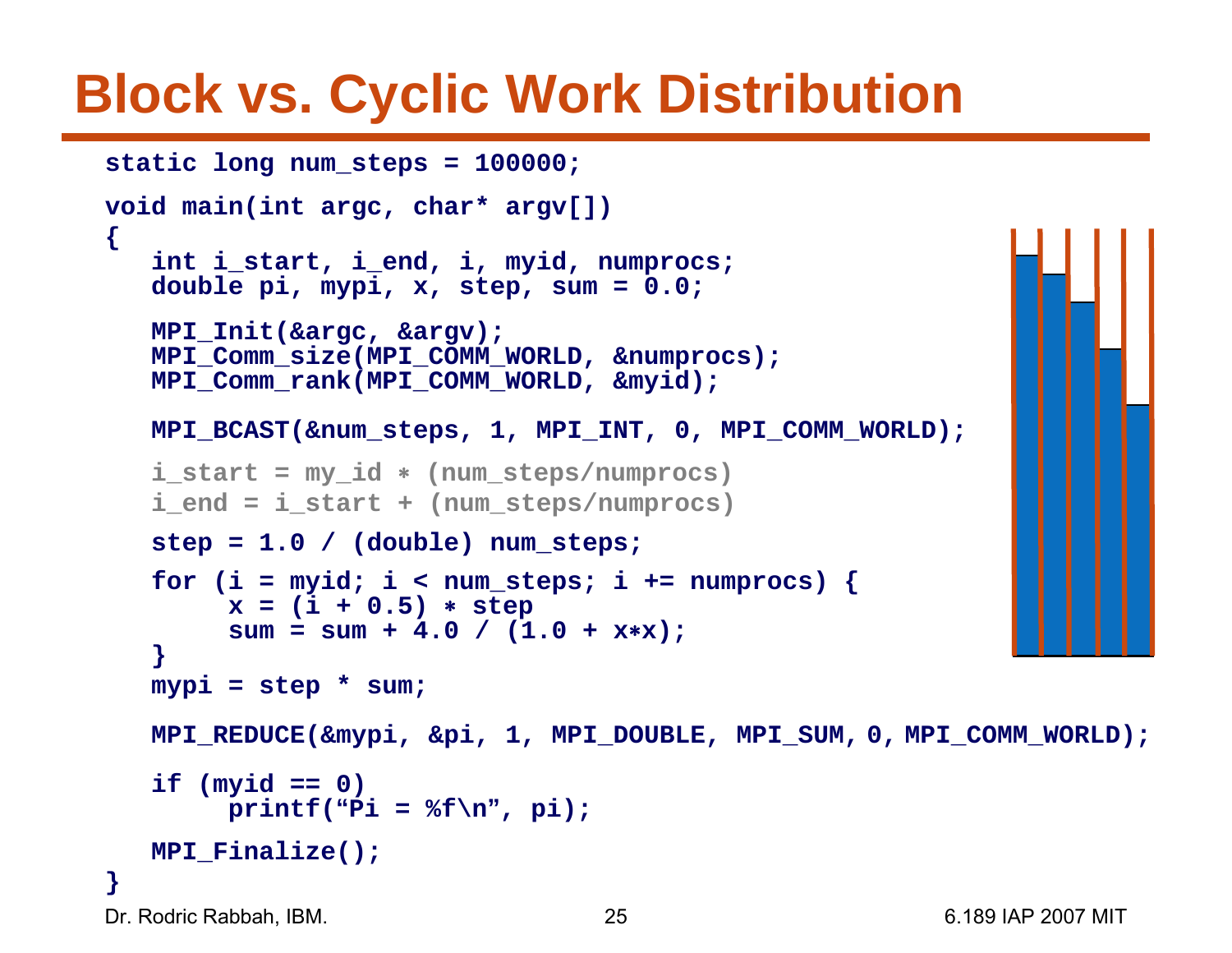# Block vs. Cyclic Work Distribution

```
static long num_steps = 100000;

void main(int argc, char* argv[])
{
   int i_start, i_end, i, myid, numprocs;
   double pi, mypi, x, step, sum = 0.0;

   MPI_Init(&argc, &argv);
   MPI_Comm_size(MPI_COMM_WORLD, &numprocs);
   MPI_Comm_rank(MPI_COMM_WORLD, &myid);

   MPI_BCAST(&num_steps, 1, MPI_INT, 0, MPI_COMM_WORLD);

   i_start = my_id ∗ (num_steps/numprocs)
   i_end = i_start + (num_steps/numprocs)

   step = 1.0 / (double) num_steps;

   for (i = myid; i < num_steps; i += numprocs) {
        x = (i + 0.5) ∗ step
        sum = sum + 4.0 / (1.0 + x∗x);
   }
   mypi = step * sum;

   MPI_REDUCE(&mypi, &pi, 1, MPI_DOUBLE, MPI_SUM, 0, MPI_COMM_WORLD);

   if (myid == 0)
        printf("Pi = %f\n", pi);

   MPI_Finalize();
}
```

Dr. Rodric Rabbah, IBM.

6.189 IAP 2007 MIT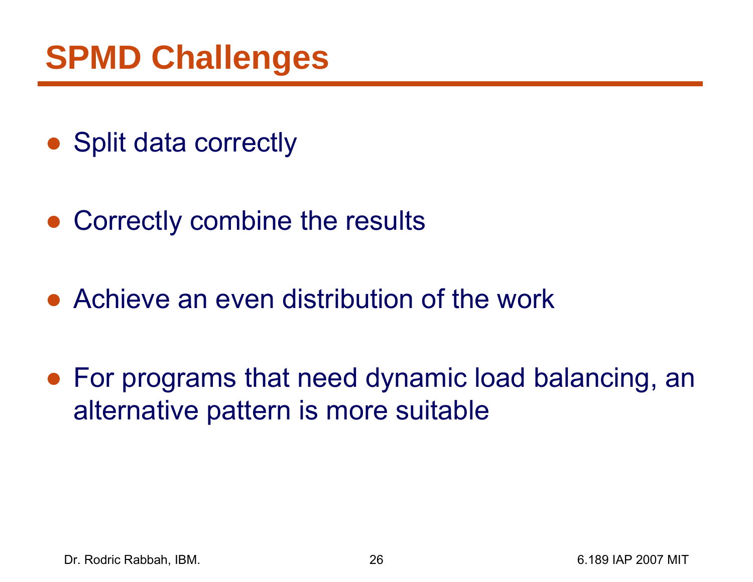# SPMD Challenges

- Split data correctly
- Correctly combine the results
- Achieve an even distribution of the work
- For programs that need dynamic load balancing, an alternative pattern is more suitable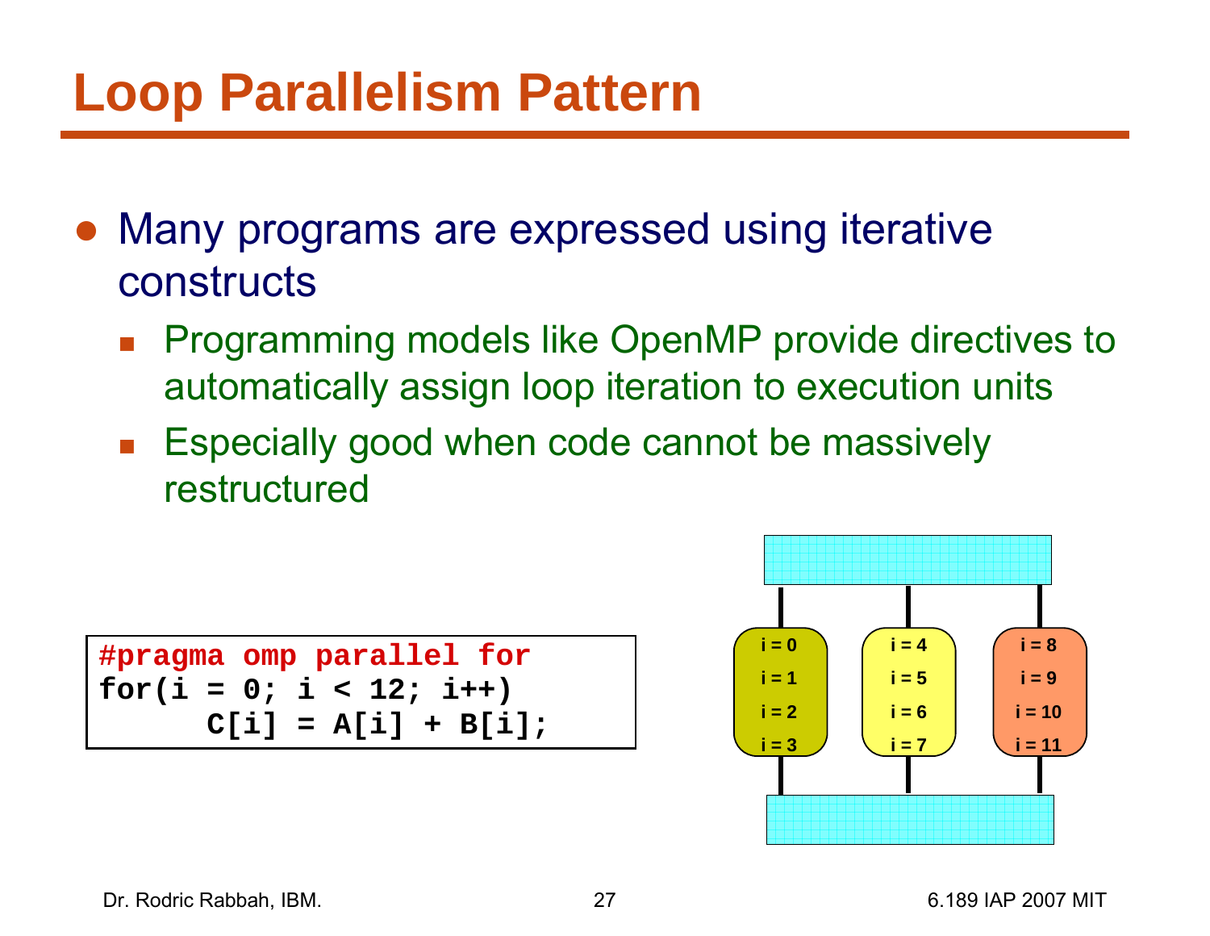# Loop Parallelism Pattern

- Many programs are expressed using iterative constructs
  - Programming models like OpenMP provide directives to automatically assign loop iteration to execution units
  - Especially good when code cannot be massively restructured

```
#pragma omp parallel for
for(i = 0; i < 12; i++)
      C[i] = A[i] + B[i];
```

| | | |
|---|---|---|
| i = 0 | i = 4 | i = 8 |
| i = 1 | i = 5 | i = 9 |
| i = 2 | i = 6 | i = 10 |
| i = 3 | i = 7 | i = 11 |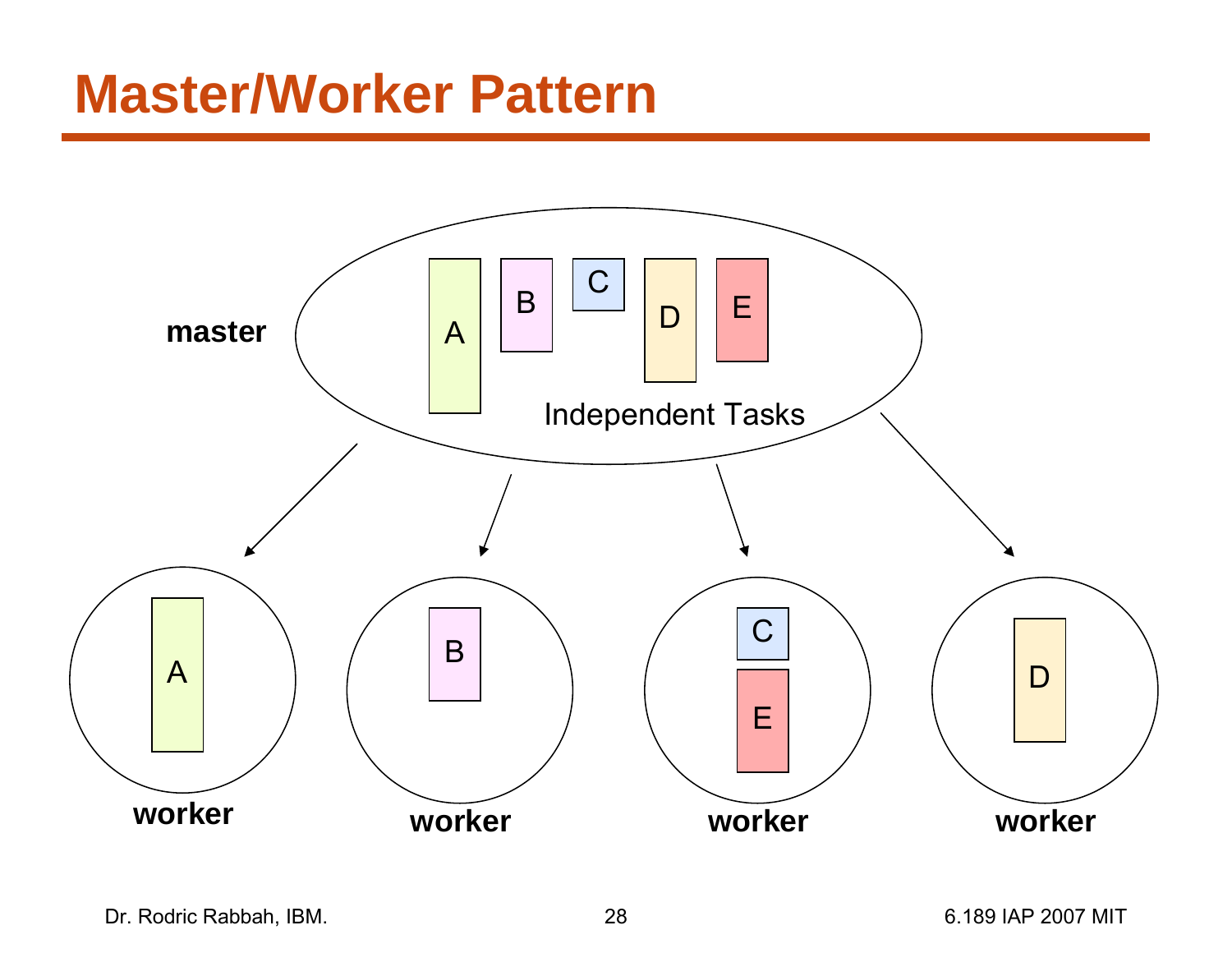# Master/Worker Pattern

master

A B C D E

Independent Tasks

worker: A

worker: B

worker: C E

worker: D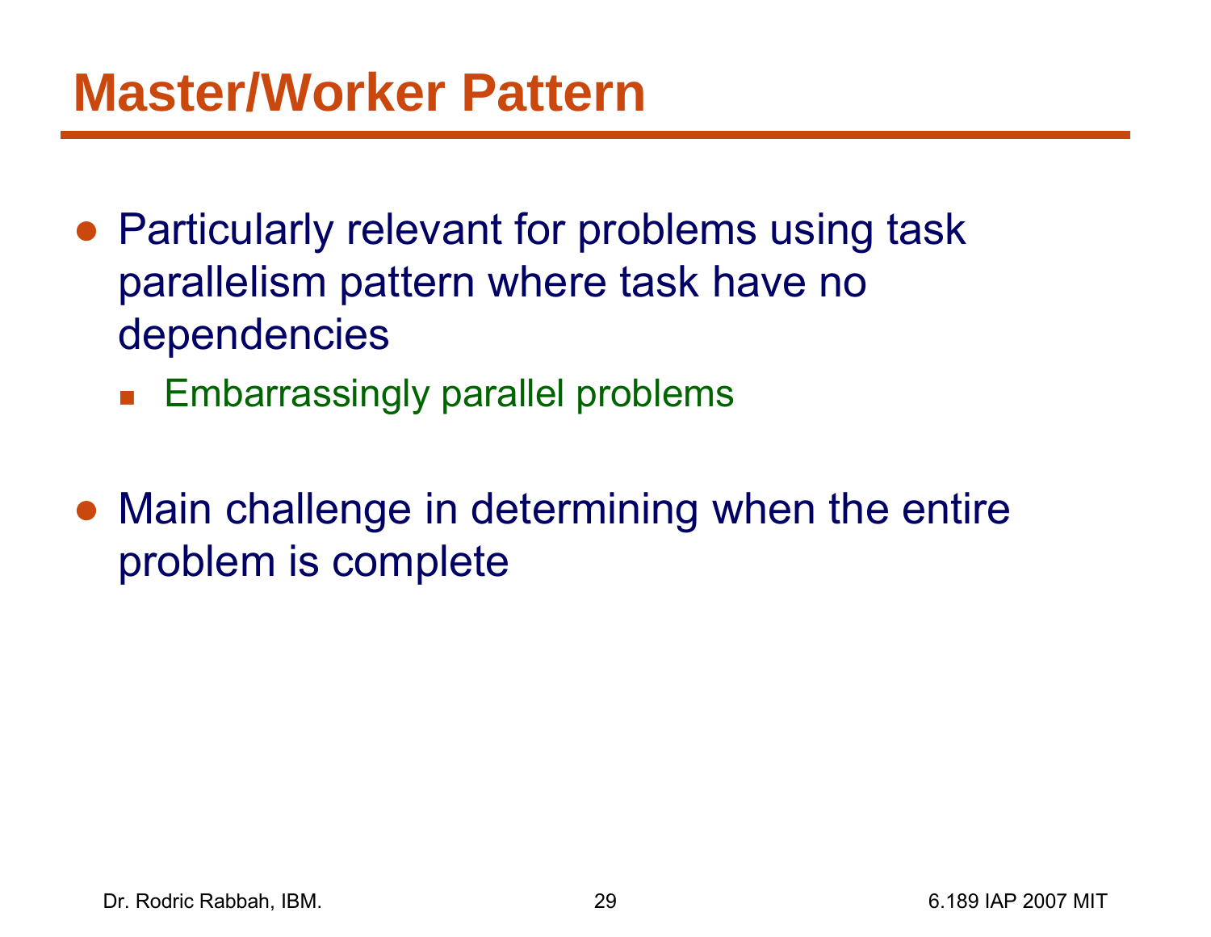# Master/Worker Pattern

- Particularly relevant for problems using task parallelism pattern where task have no dependencies
  - Embarrassingly parallel problems
- Main challenge in determining when the entire problem is complete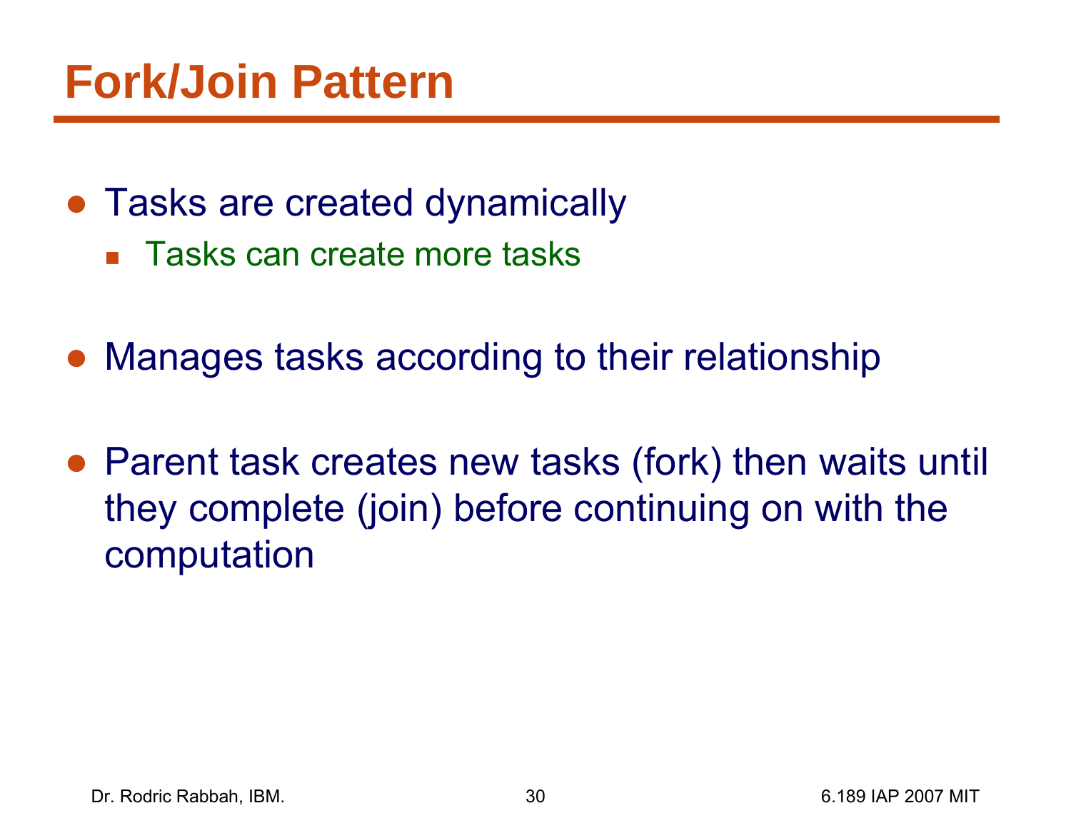# Fork/Join Pattern

- Tasks are created dynamically
  - Tasks can create more tasks
- Manages tasks according to their relationship
- Parent task creates new tasks (fork) then waits until they complete (join) before continuing on with the computation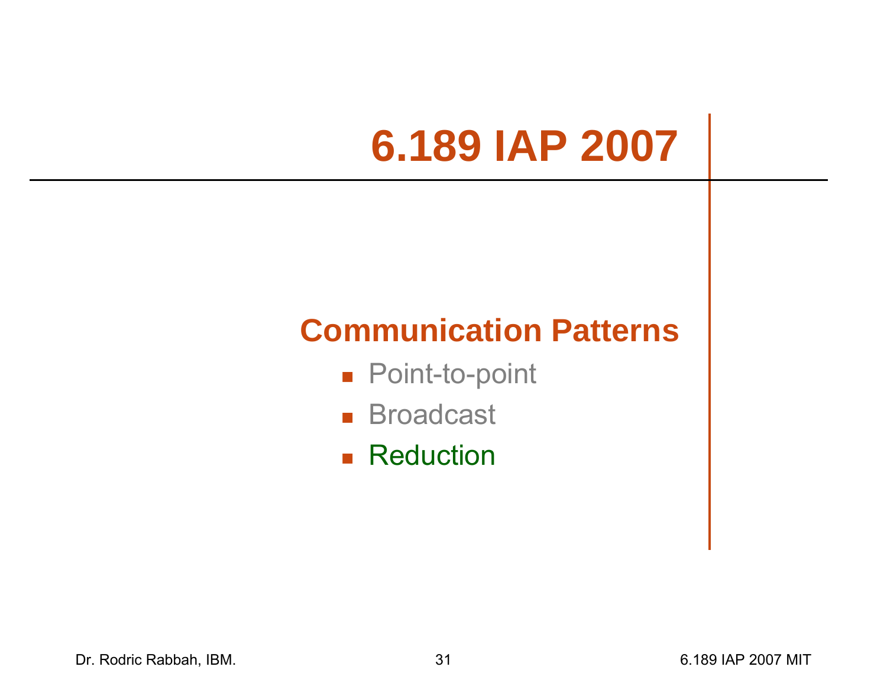# 6.189 IAP 2007

## Communication Patterns

- Point-to-point
- Broadcast
- Reduction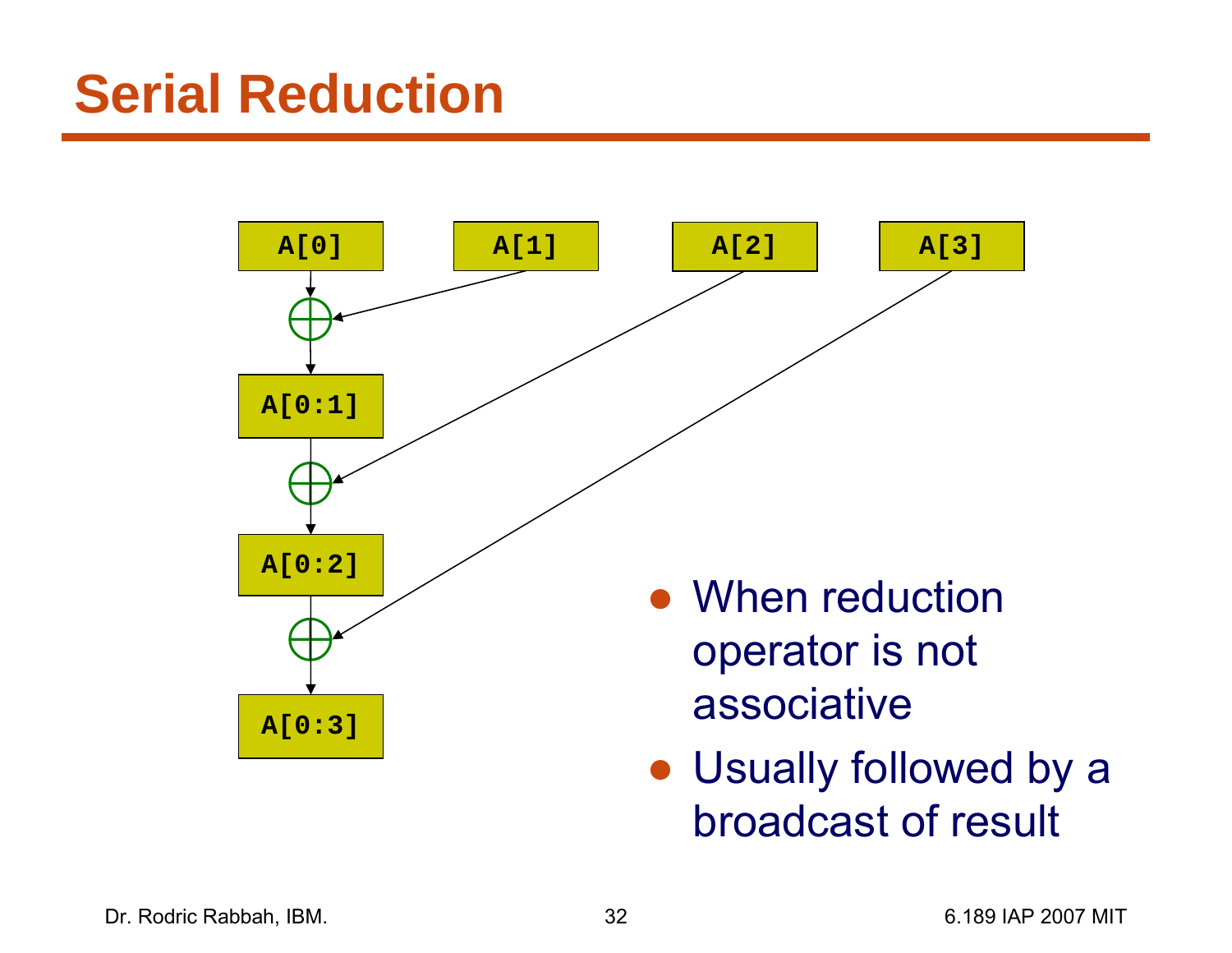# Serial Reduction

A[0]  A[1]  A[2]  A[3]

A[0:1]

A[0:2]

A[0:3]

- When reduction operator is not associative
- Usually followed by a broadcast of result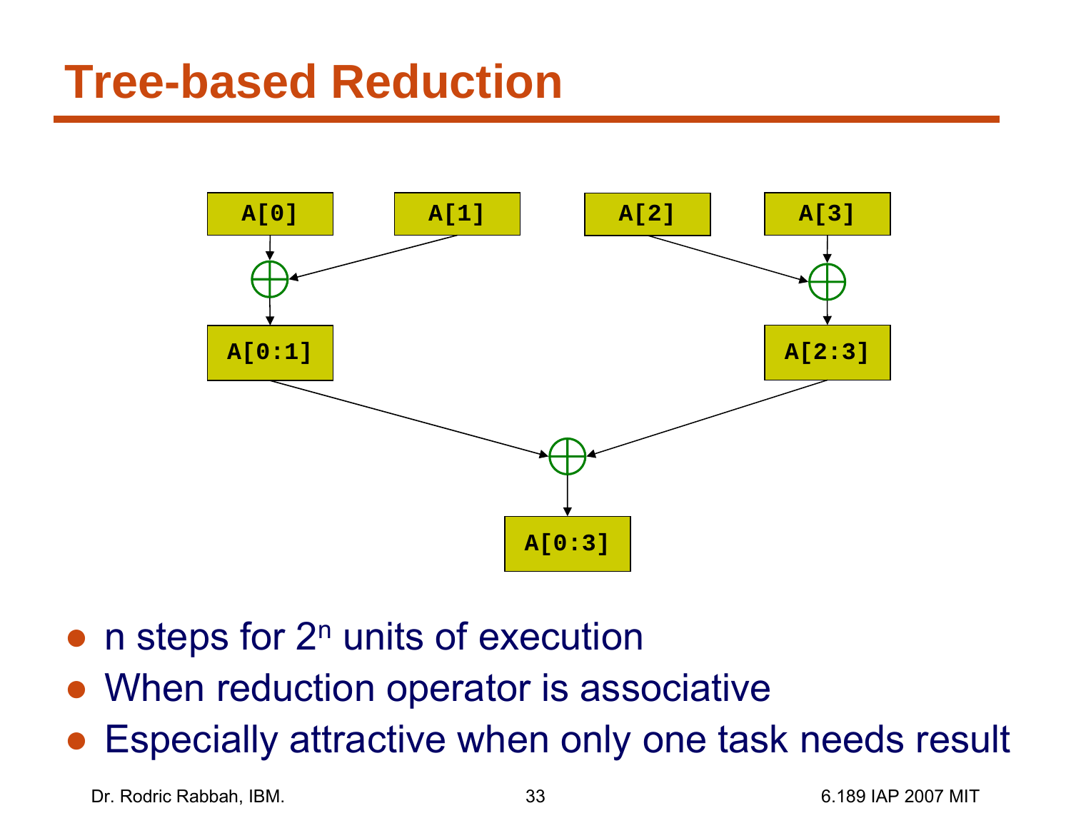# Tree-based Reduction

A[0]   A[1]   A[2]   A[3]

A[0:1]   A[2:3]

A[0:3]

- n steps for $2^n$ units of execution
- When reduction operator is associative
- Especially attractive when only one task needs result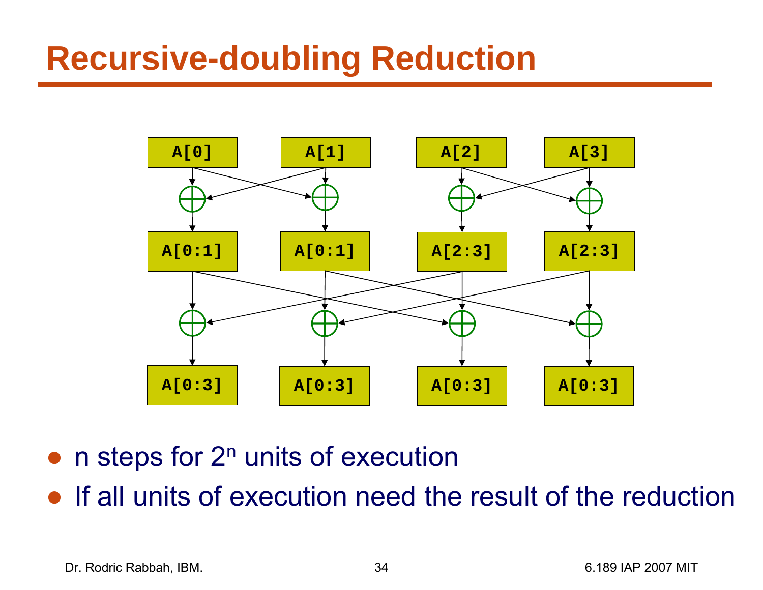# Recursive-doubling Reduction

A[0] A[1] A[2] A[3]

A[0:1] A[0:1] A[2:3] A[2:3]

A[0:3] A[0:3] A[0:3] A[0:3]

- n steps for $2^n$ units of execution
- If all units of execution need the result of the reduction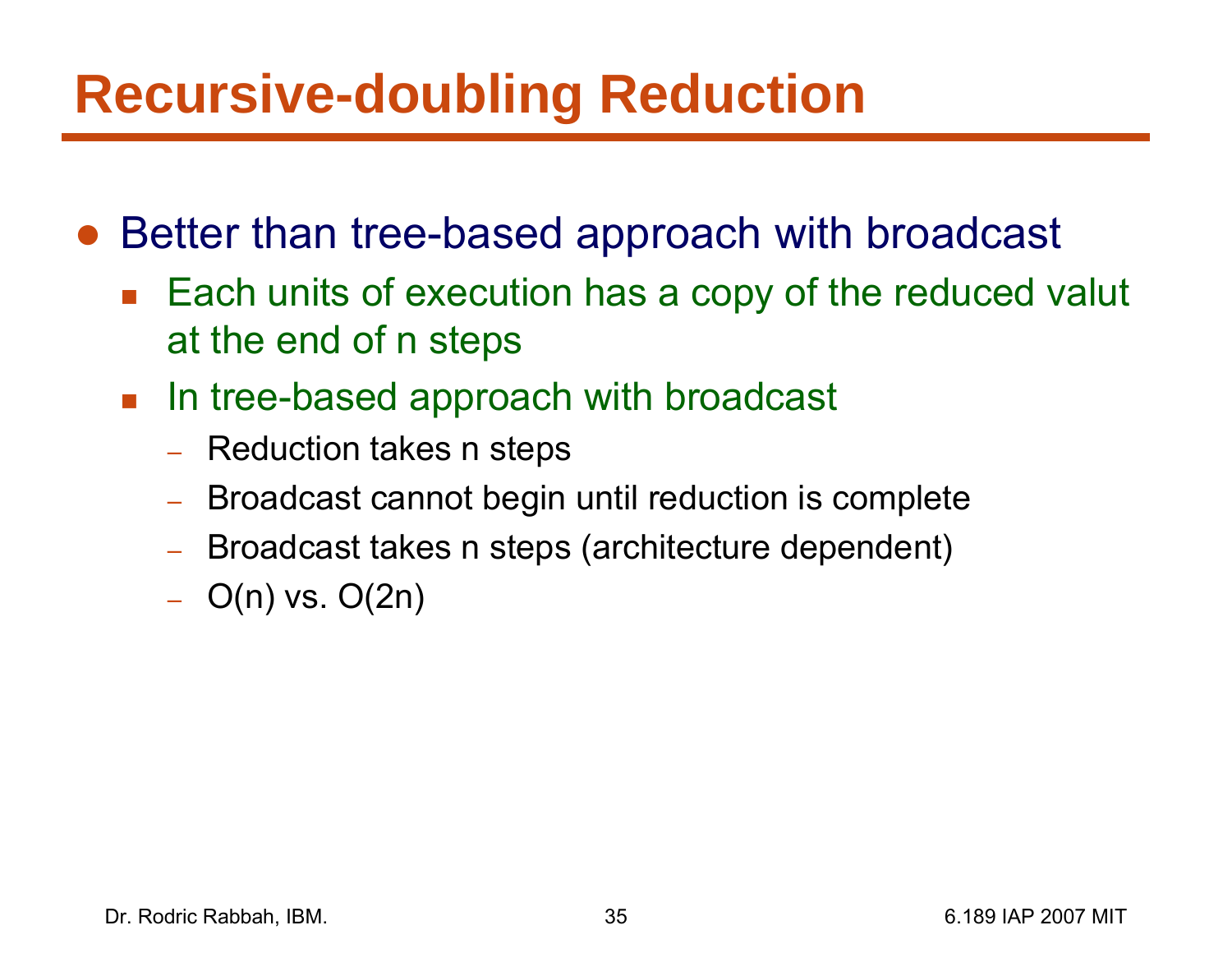# Recursive-doubling Reduction

- Better than tree-based approach with broadcast
  - Each units of execution has a copy of the reduced valut at the end of n steps
  - In tree-based approach with broadcast
    - Reduction takes n steps
    - Broadcast cannot begin until reduction is complete
    - Broadcast takes n steps (architecture dependent)
    - O(n) vs. O(2n)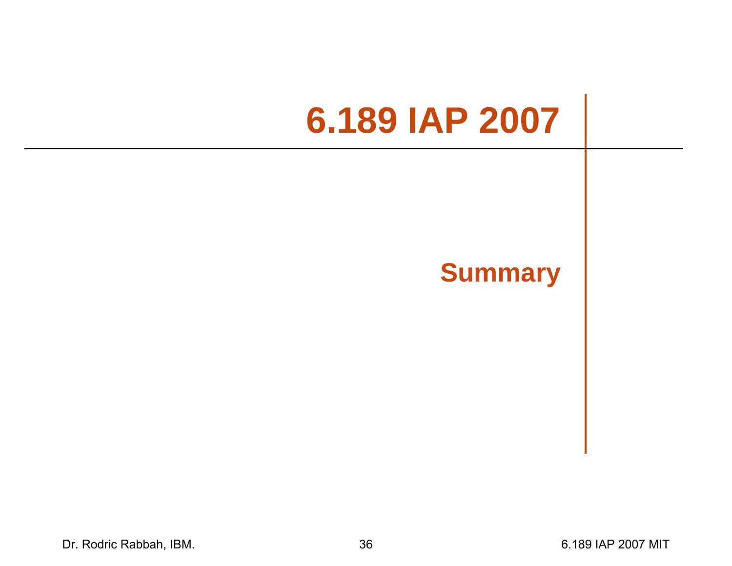# 6.189 IAP 2007

## Summary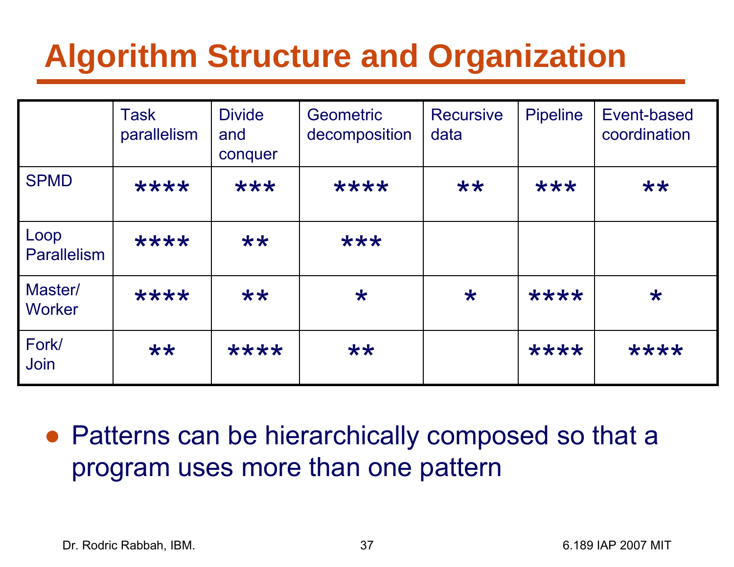# Algorithm Structure and Organization

| | Task parallelism | Divide and conquer | Geometric decomposition | Recursive data | Pipeline | Event-based coordination |
|---|---|---|---|---|---|---|
| SPMD | **** | *** | **** | ** | *** | ** |
| Loop Parallelism | **** | ** | *** | | | |
| Master/ Worker | **** | ** | * | * | **** | * |
| Fork/ Join | ** | **** | ** | | **** | **** |

- Patterns can be hierarchically composed so that a program uses more than one pattern

Dr. Rodric Rabbah, IBM.

6.189 IAP 2007 MIT